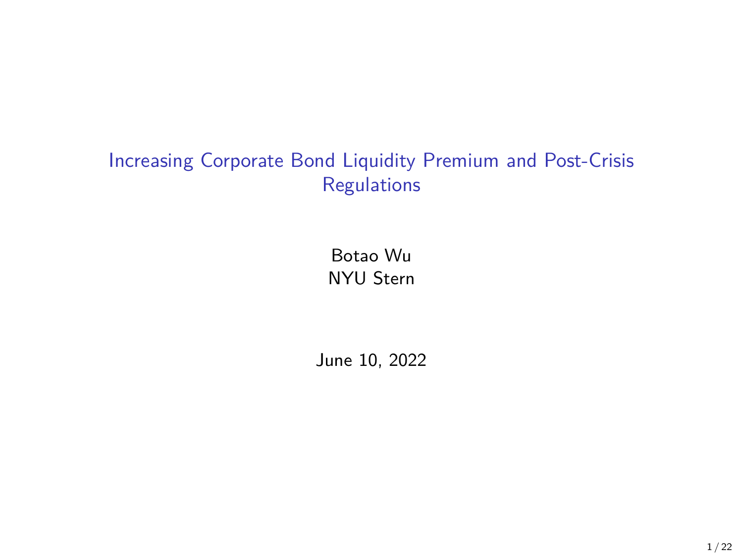# Increasing Corporate Bond Liquidity Premium and Post-Crisis Regulations

Botao Wu
NYU Stern

June 10, 2022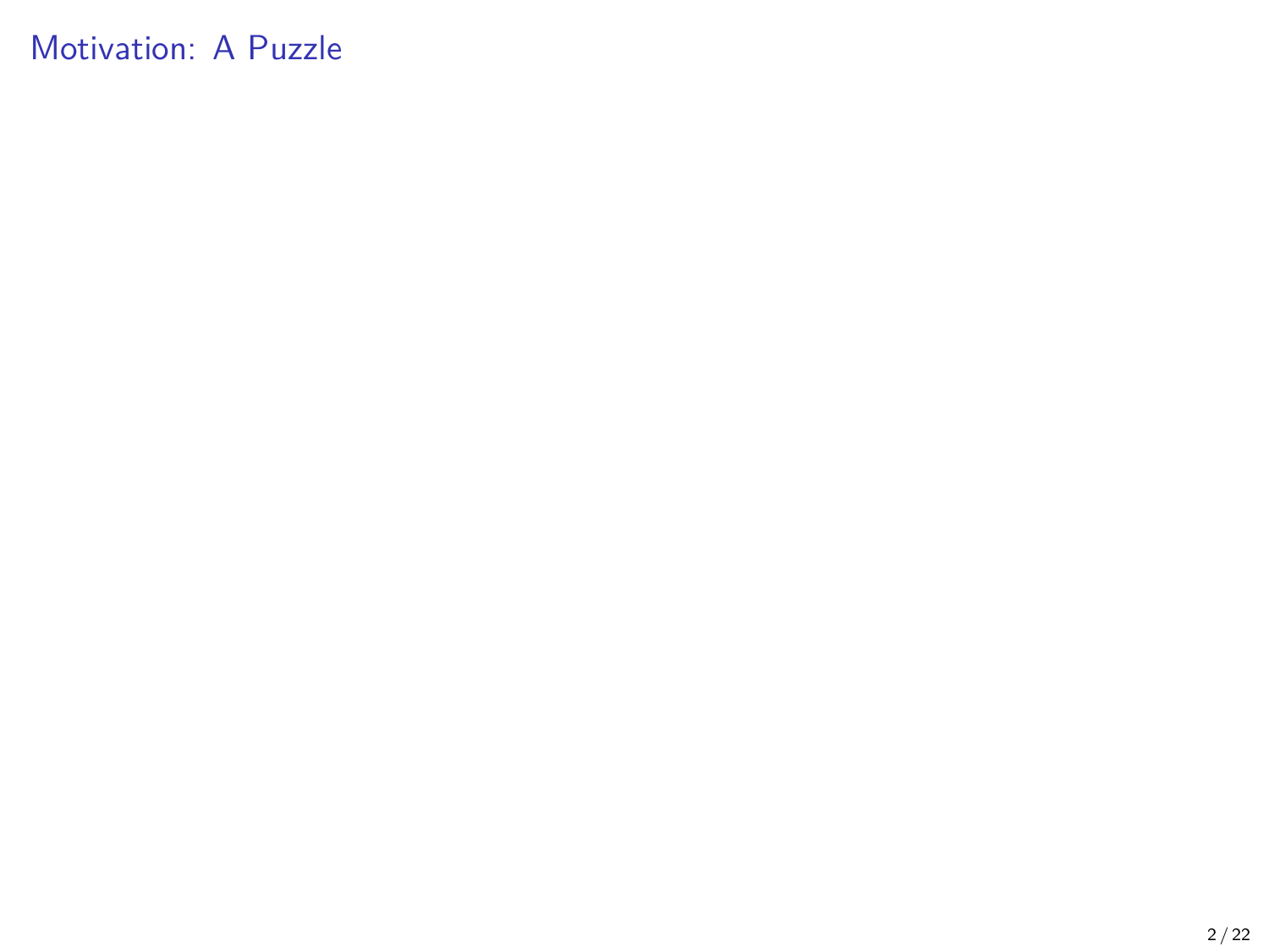# Motivation: A Puzzle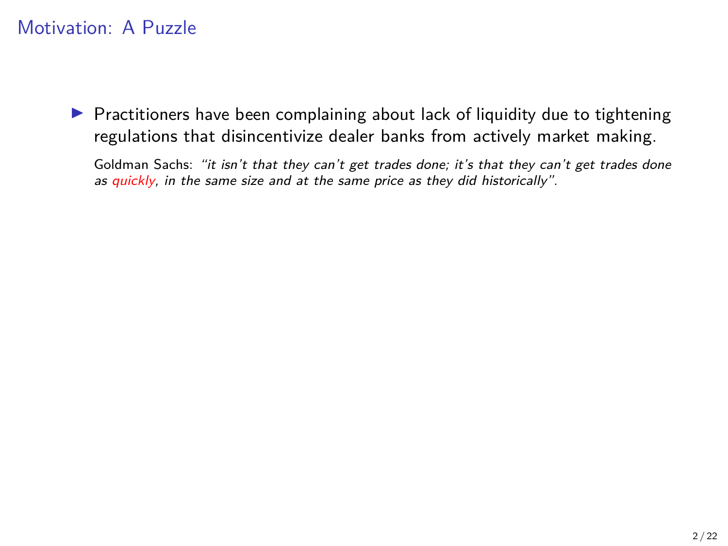# Motivation: A Puzzle

- Practitioners have been complaining about lack of liquidity due to tightening regulations that disincentivize dealer banks from actively market making.

  Goldman Sachs: *"it isn't that they can't get trades done; it's that they can't get trades done as quickly, in the same size and at the same price as they did historically"*.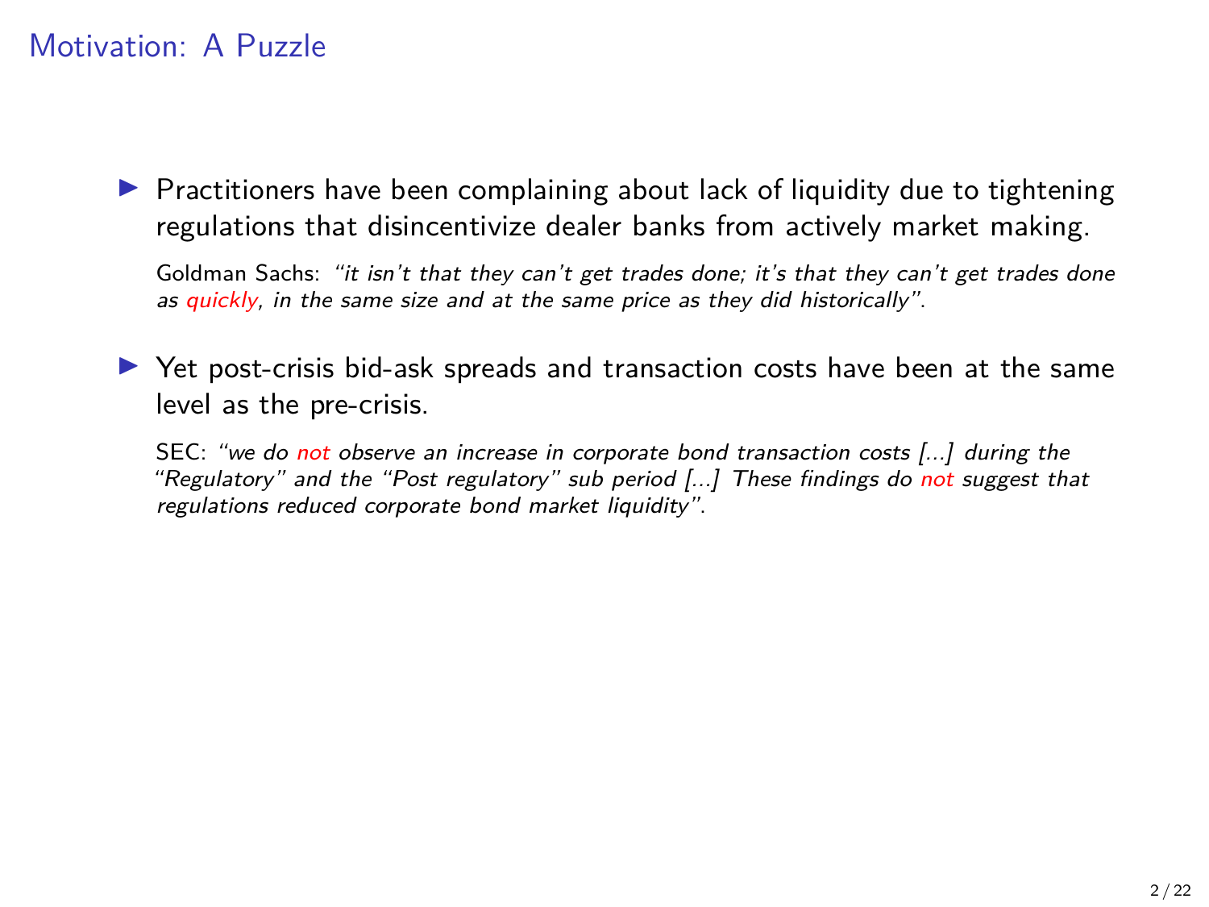## Motivation: A Puzzle

- Practitioners have been complaining about lack of liquidity due to tightening regulations that disincentivize dealer banks from actively market making.

  Goldman Sachs: *"it isn't that they can't get trades done; it's that they can't get trades done as quickly, in the same size and at the same price as they did historically"*.

- Yet post-crisis bid-ask spreads and transaction costs have been at the same level as the pre-crisis.

  SEC: *"we do not observe an increase in corporate bond transaction costs [...] during the "Regulatory" and the "Post regulatory" sub period [...] These findings do not suggest that regulations reduced corporate bond market liquidity"*.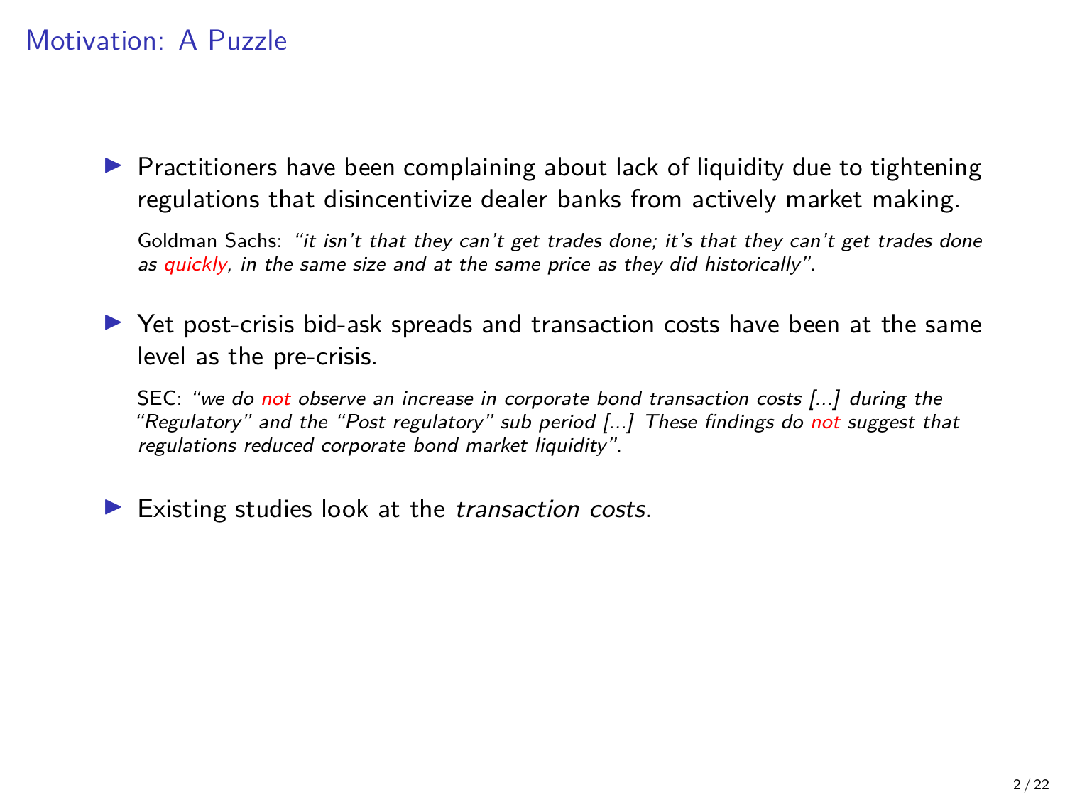## Motivation: A Puzzle

- Practitioners have been complaining about lack of liquidity due to tightening regulations that disincentivize dealer banks from actively market making.

  Goldman Sachs: *"it isn't that they can't get trades done; it's that they can't get trades done as quickly, in the same size and at the same price as they did historically"*.

- Yet post-crisis bid-ask spreads and transaction costs have been at the same level as the pre-crisis.

  SEC: *"we do not observe an increase in corporate bond transaction costs [...] during the "Regulatory" and the "Post regulatory" sub period [...] These findings do not suggest that regulations reduced corporate bond market liquidity"*.

- Existing studies look at the *transaction costs*.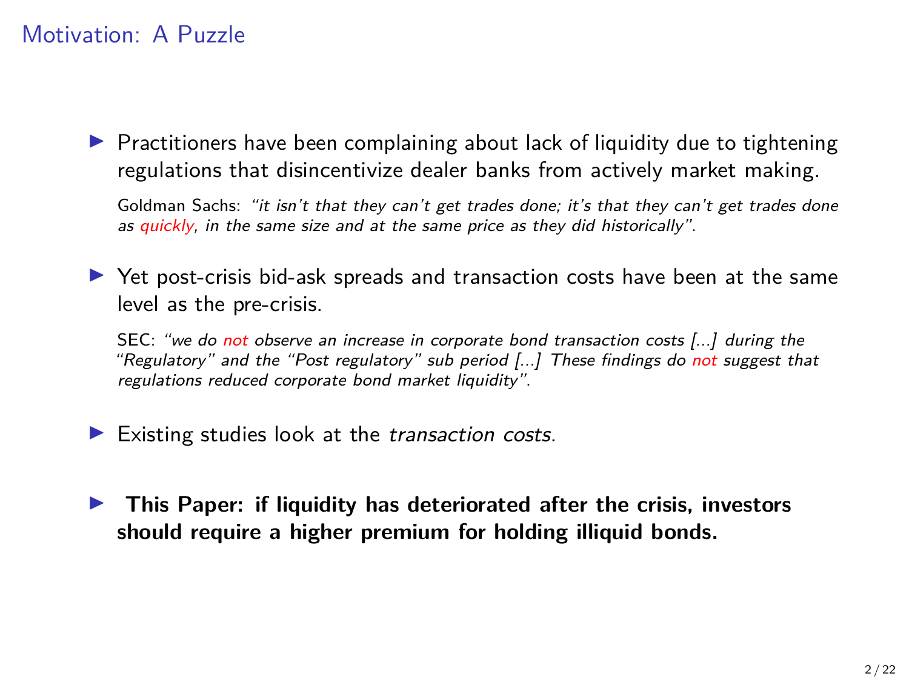## Motivation: A Puzzle

- Practitioners have been complaining about lack of liquidity due to tightening regulations that disincentivize dealer banks from actively market making.

  Goldman Sachs: *"it isn't that they can't get trades done; it's that they can't get trades done as quickly, in the same size and at the same price as they did historically"*.

- Yet post-crisis bid-ask spreads and transaction costs have been at the same level as the pre-crisis.

  SEC: *"we do not observe an increase in corporate bond transaction costs [...] during the "Regulatory" and the "Post regulatory" sub period [...] These findings do not suggest that regulations reduced corporate bond market liquidity"*.

- Existing studies look at the *transaction costs*.

- **This Paper: if liquidity has deteriorated after the crisis, investors should require a higher premium for holding illiquid bonds.**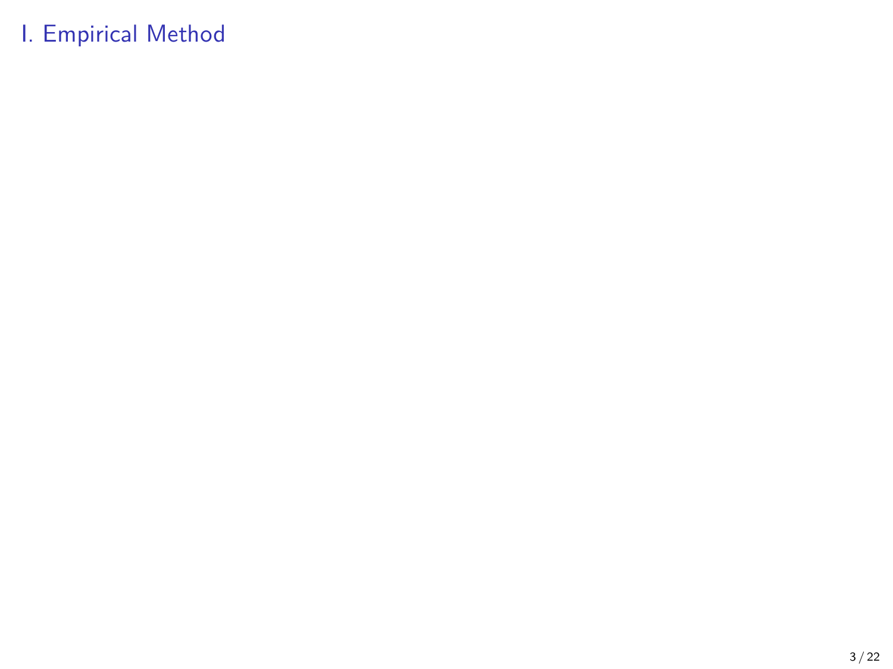# I. Empirical Method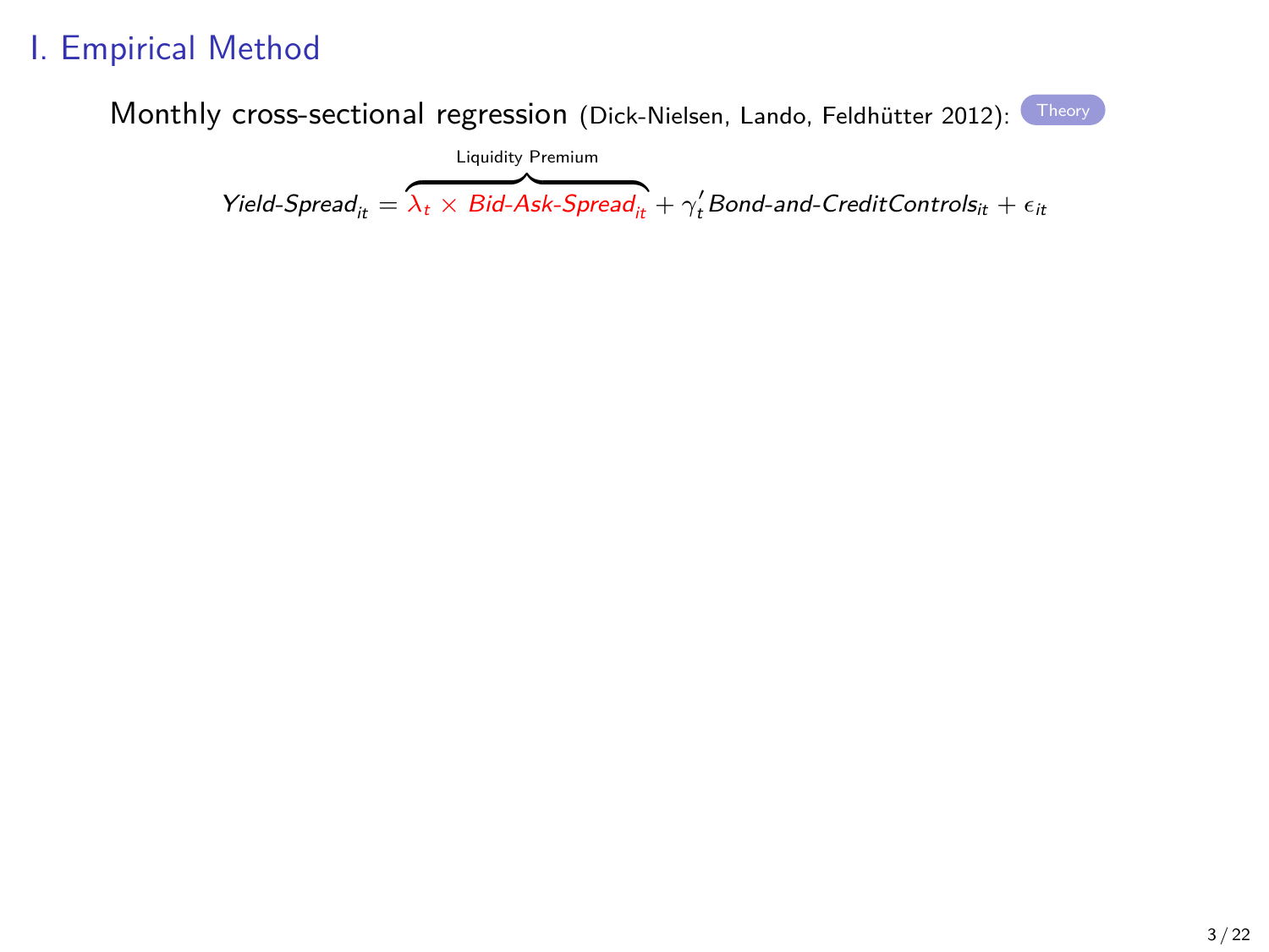# I. Empirical Method

Monthly cross-sectional regression (Dick-Nielsen, Lando, Feldhütter 2012): Theory

$$\textit{Yield-Spread}_{it} = \overbrace{\lambda_t \times \textit{Bid-Ask-Spread}_{it}}^{\text{Liquidity Premium}} + \gamma_t' \textit{Bond-and-CreditControls}_{it} + \epsilon_{it}$$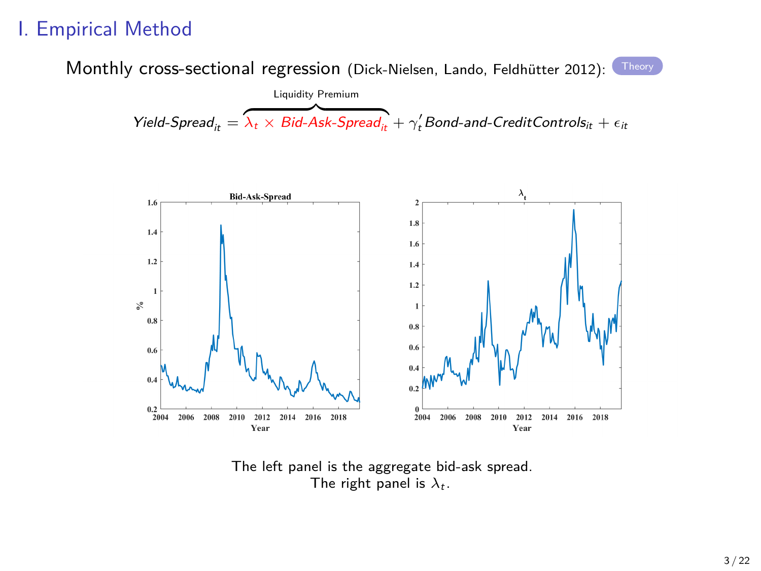# I. Empirical Method

Monthly cross-sectional regression (Dick-Nielsen, Lando, Feldhütter 2012): Theory

$$\textit{Yield-Spread}_{it} = \overbrace{\lambda_t \times \textit{Bid-Ask-Spread}_{it}}^{\text{Liquidity Premium}} + \gamma_t' \textit{Bond-and-CreditControls}_{it} + \epsilon_{it}$$

The left panel is the aggregate bid-ask spread.
The right panel is $\lambda_t$.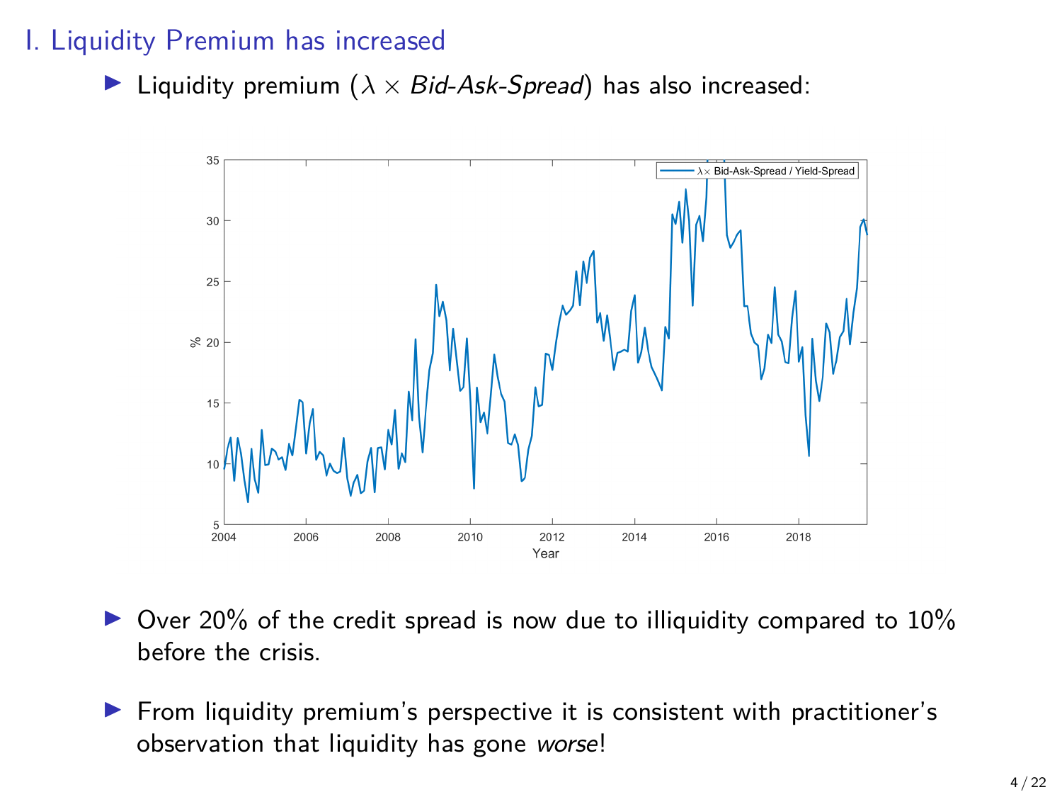# I. Liquidity Premium has increased

- Liquidity premium ($\lambda \times$ *Bid-Ask-Spread*) has also increased:

- Over 20% of the credit spread is now due to illiquidity compared to 10% before the crisis.

- From liquidity premium's perspective it is consistent with practitioner's observation that liquidity has gone *worse*!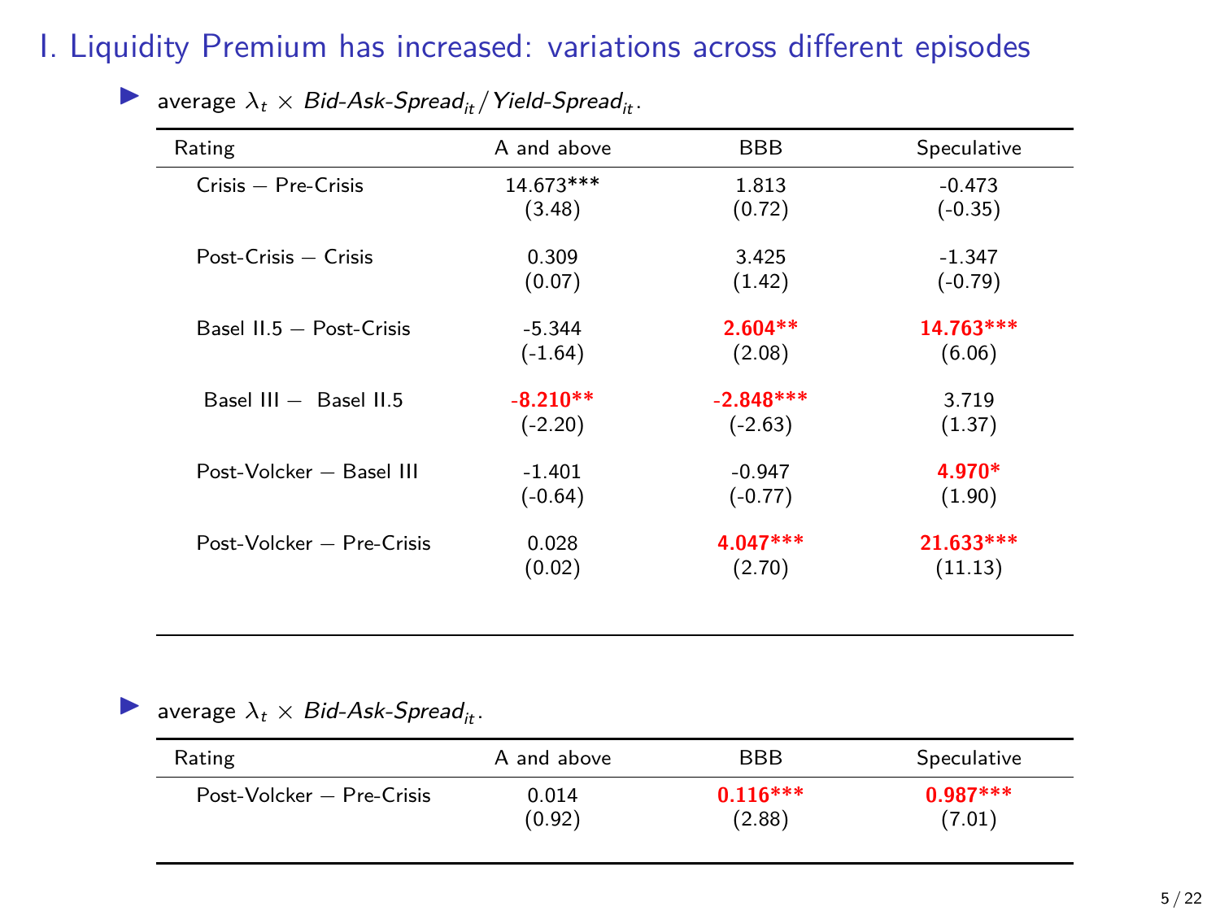# I. Liquidity Premium has increased: variations across different episodes

- average $\lambda_t \times$ *Bid-Ask-Spread*$_{it}$ / *Yield-Spread*$_{it}$.

| Rating | A and above | BBB | Speculative |
|---|---|---|---|
| Crisis − Pre-Crisis | 14.673*** | 1.813 | -0.473 |
| | (3.48) | (0.72) | (-0.35) |
| Post-Crisis − Crisis | 0.309 | 3.425 | -1.347 |
| | (0.07) | (1.42) | (-0.79) |
| Basel II.5 − Post-Crisis | -5.344 | **2.604**** | **14.763***** |
| | (-1.64) | (2.08) | (6.06) |
| Basel III − Basel II.5 | **-8.210**** | **-2.848***** | 3.719 |
| | (-2.20) | (-2.63) | (1.37) |
| Post-Volcker − Basel III | -1.401 | -0.947 | **4.970*** |
| | (-0.64) | (-0.77) | (1.90) |
| Post-Volcker − Pre-Crisis | 0.028 | **4.047***** | **21.633***** |
| | (0.02) | (2.70) | (11.13) |

- average $\lambda_t \times$ *Bid-Ask-Spread*$_{it}$.

| Rating | A and above | BBB | Speculative |
|---|---|---|---|
| Post-Volcker − Pre-Crisis | 0.014 | **0.116***** | **0.987***** |
| | (0.92) | (2.88) | (7.01) |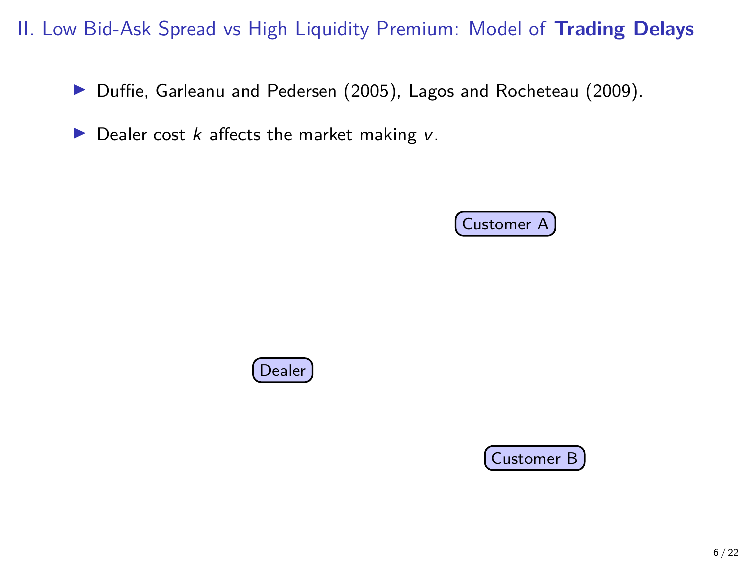## II. Low Bid-Ask Spread vs High Liquidity Premium: Model of **Trading Delays**

- Duffie, Garleanu and Pedersen (2005), Lagos and Rocheteau (2009).
- Dealer cost $k$ affects the market making $v$.

Customer A

Dealer

Customer B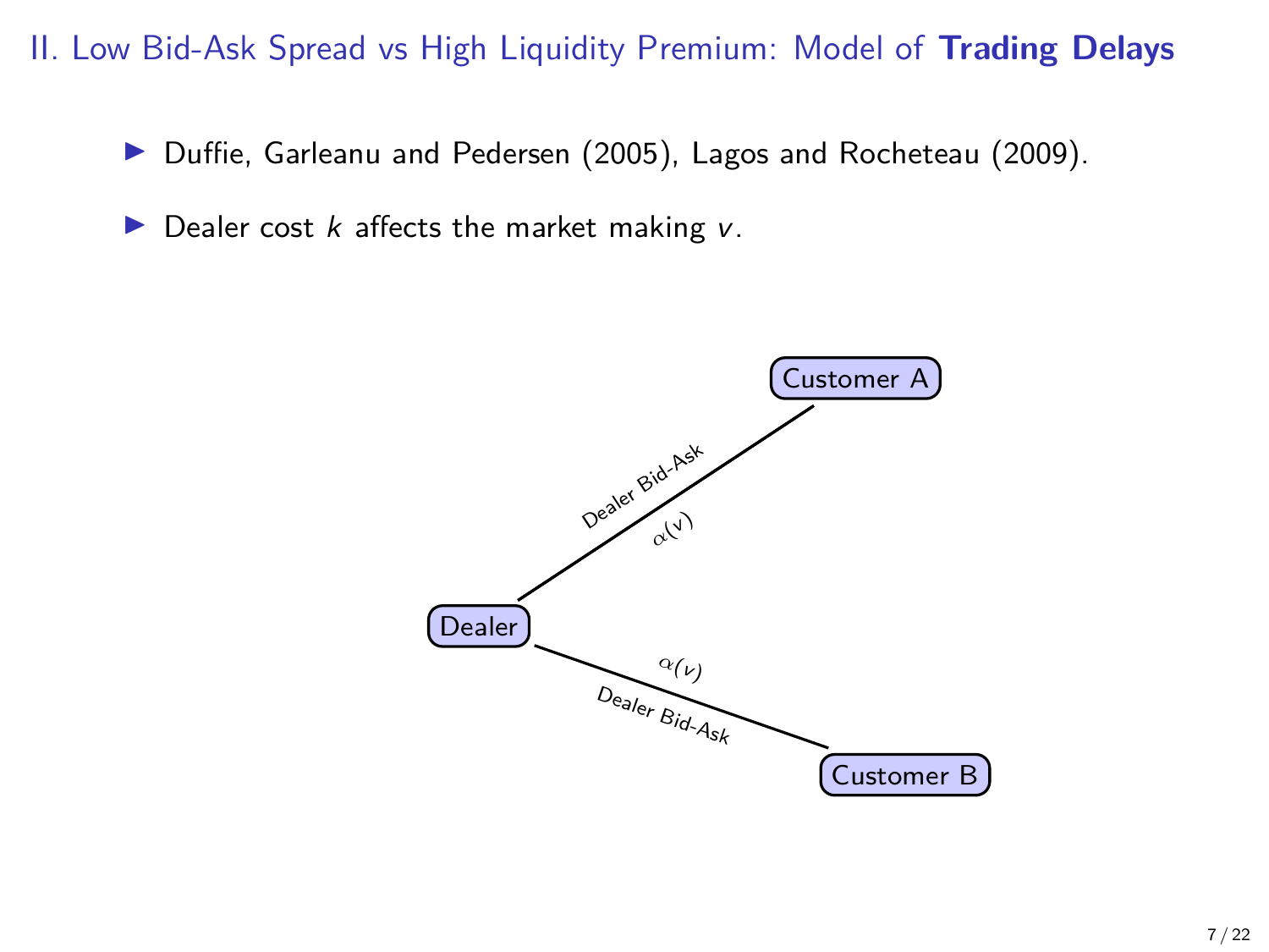## II. Low Bid-Ask Spread vs High Liquidity Premium: Model of **Trading Delays**

- Duffie, Garleanu and Pedersen (2005), Lagos and Rocheteau (2009).
- Dealer cost $k$ affects the market making $v$.

Customer A

Dealer Bid-Ask

$\alpha(v)$

Dealer

$\alpha(v)$

Dealer Bid-Ask

Customer B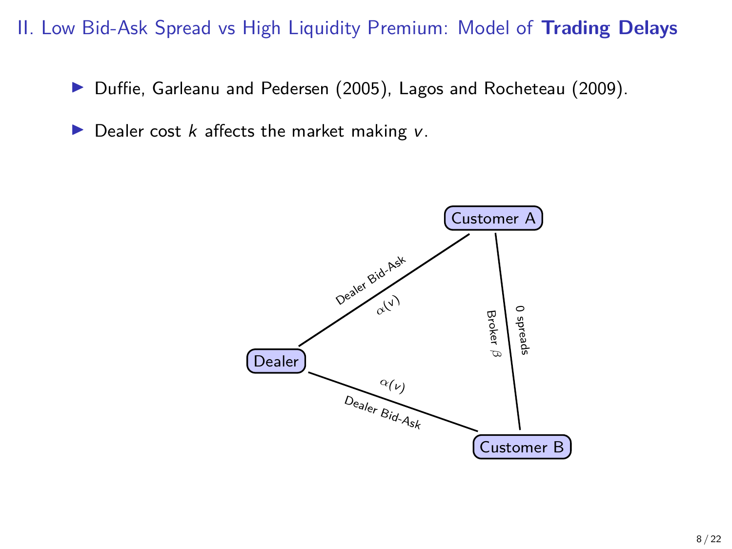## II. Low Bid-Ask Spread vs High Liquidity Premium: Model of **Trading Delays**

- Duffie, Garleanu and Pedersen (2005), Lagos and Rocheteau (2009).
- Dealer cost $k$ affects the market making $v$.

Customer A

Dealer Bid-Ask $\alpha(v)$

Broker $\beta$ 0 spreads

Dealer

$\alpha(v)$ Dealer Bid-Ask

Customer B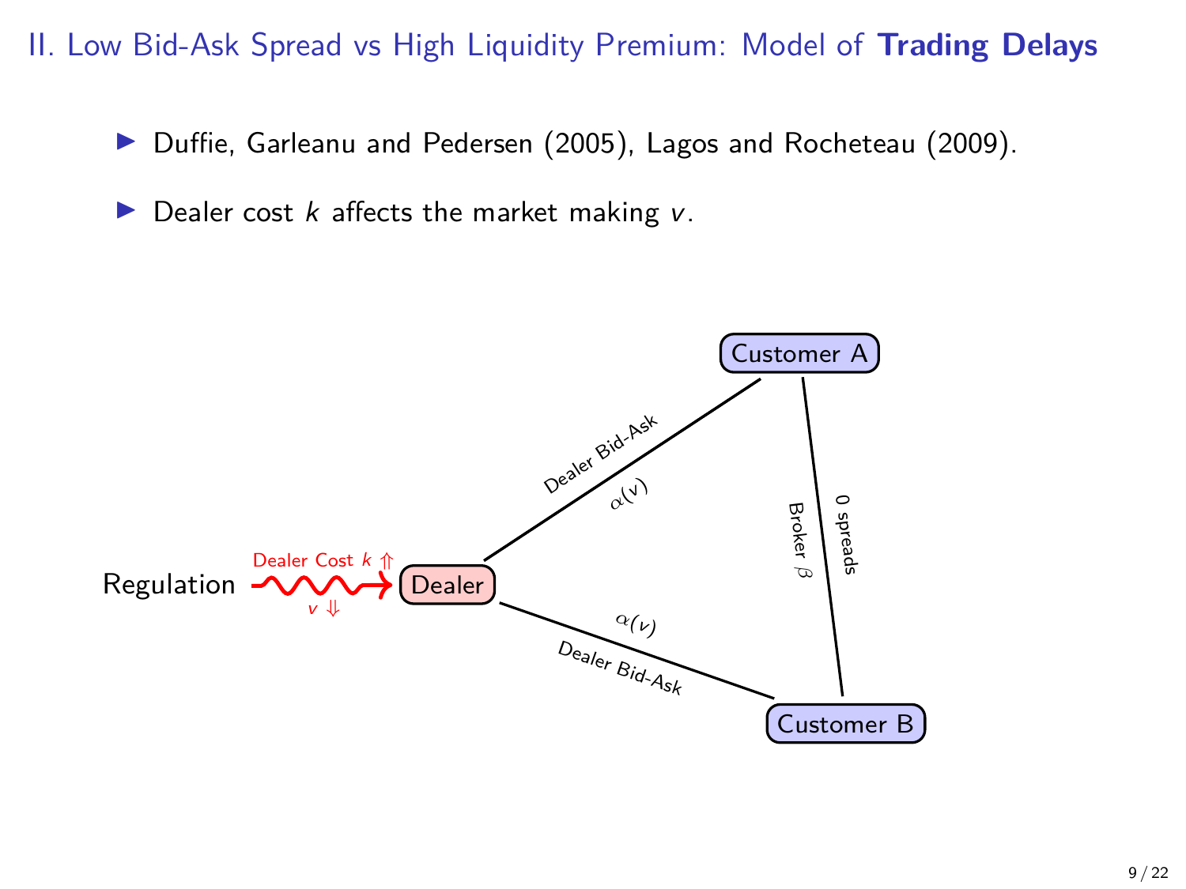# II. Low Bid-Ask Spread vs High Liquidity Premium: Model of **Trading Delays**

- Duffie, Garleanu and Pedersen (2005), Lagos and Rocheteau (2009).
- Dealer cost $k$ affects the market making $v$.

Regulation → Dealer (Dealer Cost $k$ ⇑, $v$ ⇓)

Dealer — Customer A: Dealer Bid-Ask, $\alpha(v)$

Dealer — Customer B: Dealer Bid-Ask, $\alpha(v)$

Customer A — Customer B: Broker $\beta$, 0 spreads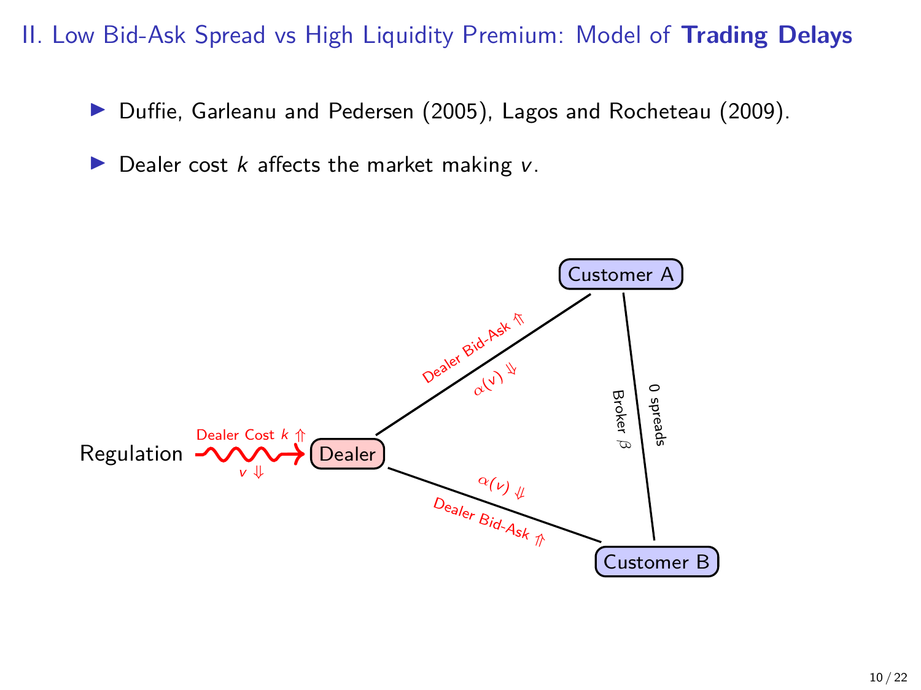## II. Low Bid-Ask Spread vs High Liquidity Premium: Model of **Trading Delays**

- Duffie, Garleanu and Pedersen (2005), Lagos and Rocheteau (2009).
- Dealer cost $k$ affects the market making $v$.

Regulation — Dealer Cost $k$ ⇑, $v$ ⇓ → Dealer

Dealer — Customer A: Dealer Bid-Ask ⇑, $\alpha(v)$ ⇓

Dealer — Customer B: Dealer Bid-Ask ⇑, $\alpha(v)$ ⇓

Customer A — Customer B: Broker $\beta$, 0 spreads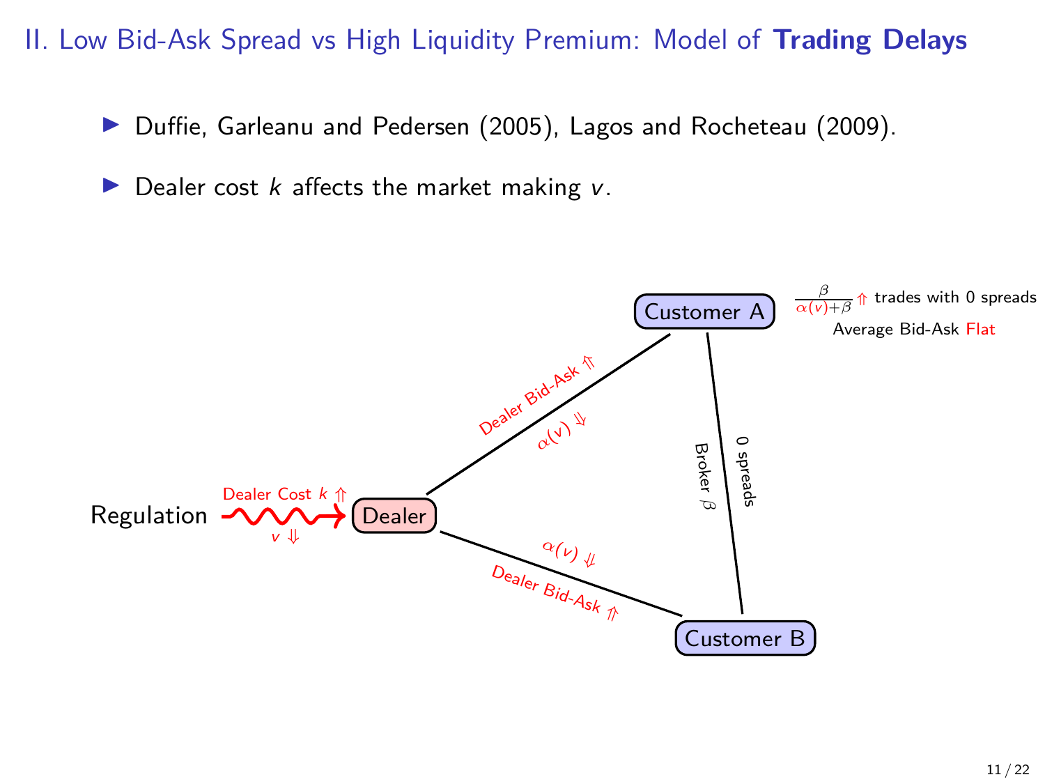## II. Low Bid-Ask Spread vs High Liquidity Premium: Model of **Trading Delays**

- Duffie, Garleanu and Pedersen (2005), Lagos and Rocheteau (2009).
- Dealer cost $k$ affects the market making $v$.

Regulation → Dealer: Dealer Cost $k$ ⇑, $v$ ⇓

Dealer — Customer A: Dealer Bid-Ask ⇑, $\alpha(v)$ ⇓

Dealer — Customer B: $\alpha(v)$ ⇓, Dealer Bid-Ask ⇑

Customer A — Customer B: Broker $\beta$, 0 spreads

$\frac{\beta}{\alpha(v)+\beta}$ ⇑ trades with 0 spreads

Average Bid-Ask Flat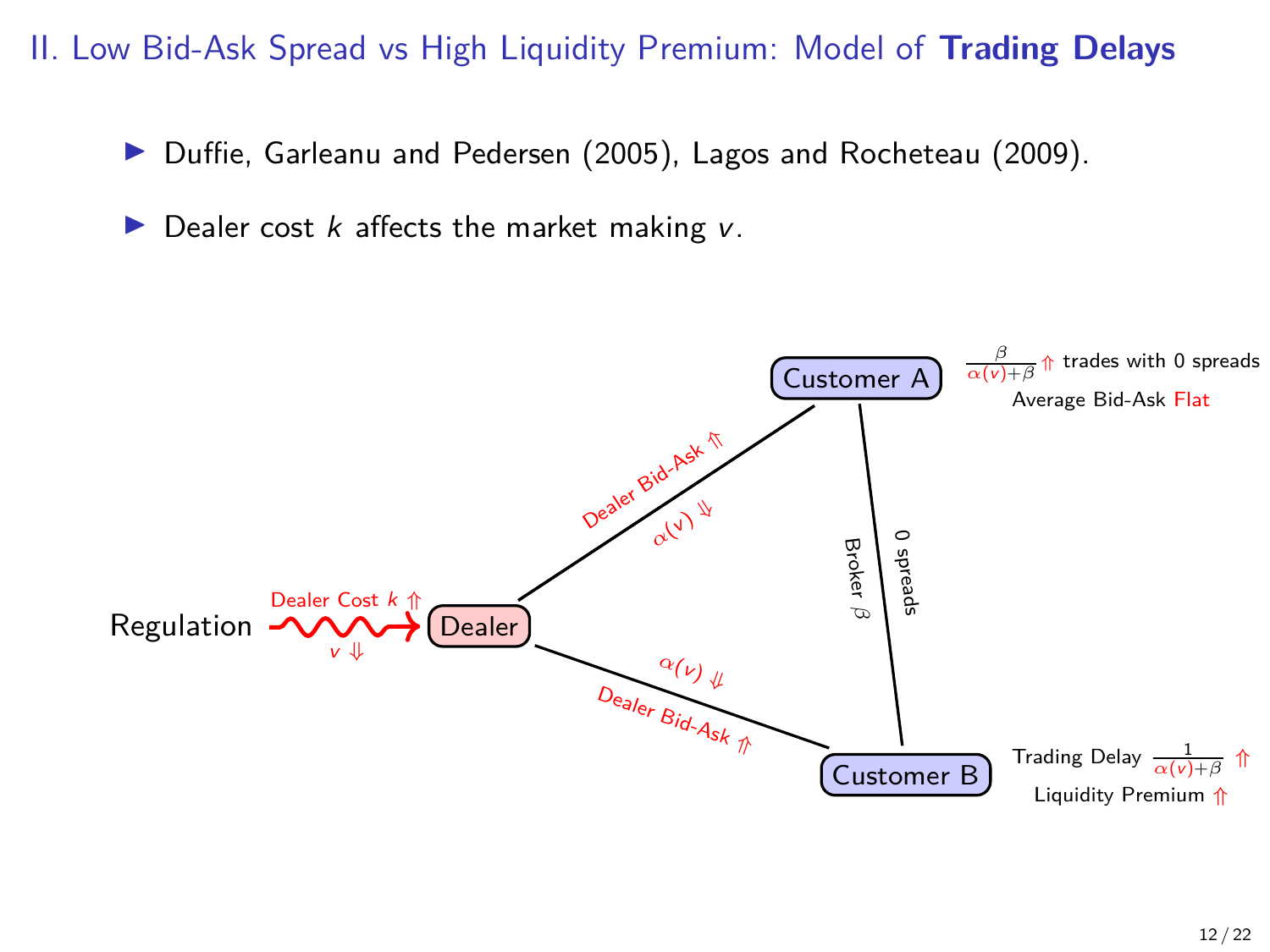## II. Low Bid-Ask Spread vs High Liquidity Premium: Model of **Trading Delays**

- Duffie, Garleanu and Pedersen (2005), Lagos and Rocheteau (2009).
- Dealer cost $k$ affects the market making $v$.

Regulation → Dealer: Dealer Cost $k$ ⇑, $v$ ⇓

Dealer – Customer A: Dealer Bid-Ask ⇑, $\alpha(v)$ ⇓

Dealer – Customer B: $\alpha(v)$ ⇓, Dealer Bid-Ask ⇑

Customer A – Customer B: Broker $\beta$, 0 spreads

Customer A: $\frac{\beta}{\alpha(v)+\beta}$ ⇑ trades with 0 spreads

Average Bid-Ask Flat

Customer B: Trading Delay $\frac{1}{\alpha(v)+\beta}$ ⇑

Liquidity Premium ⇑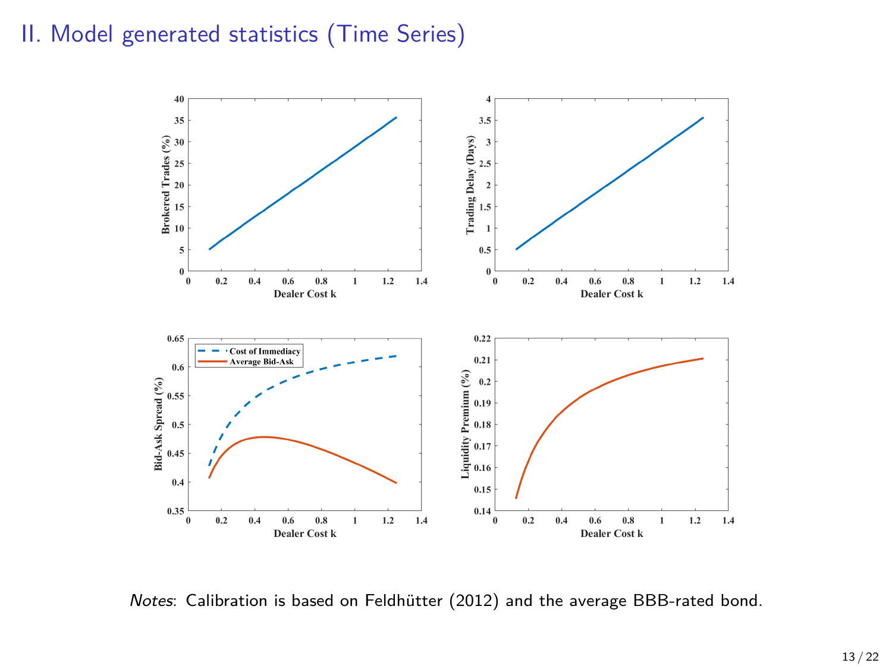# II. Model generated statistics (Time Series)

*Notes*: Calibration is based on Feldhütter (2012) and the average BBB-rated bond.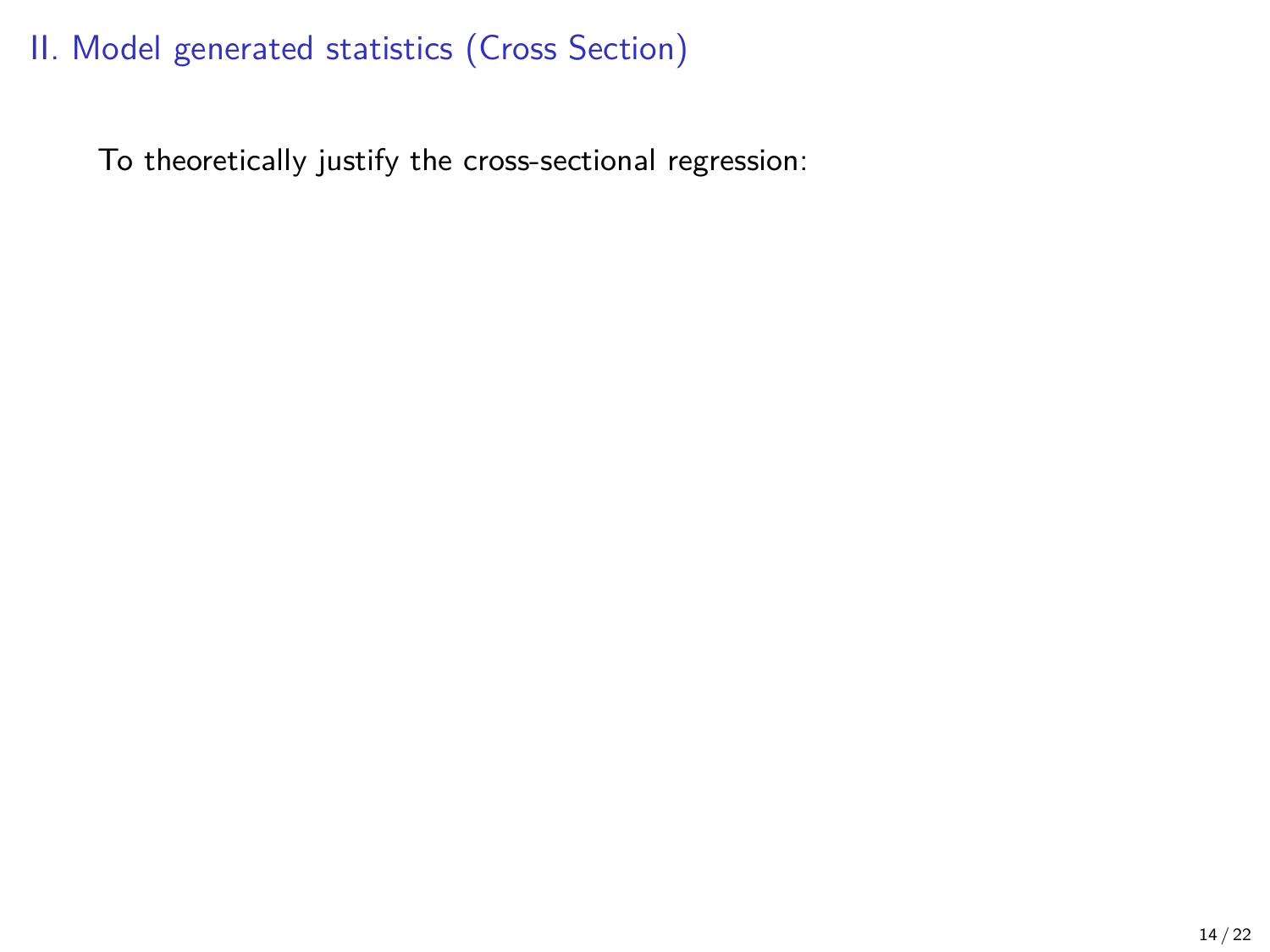## II. Model generated statistics (Cross Section)

To theoretically justify the cross-sectional regression: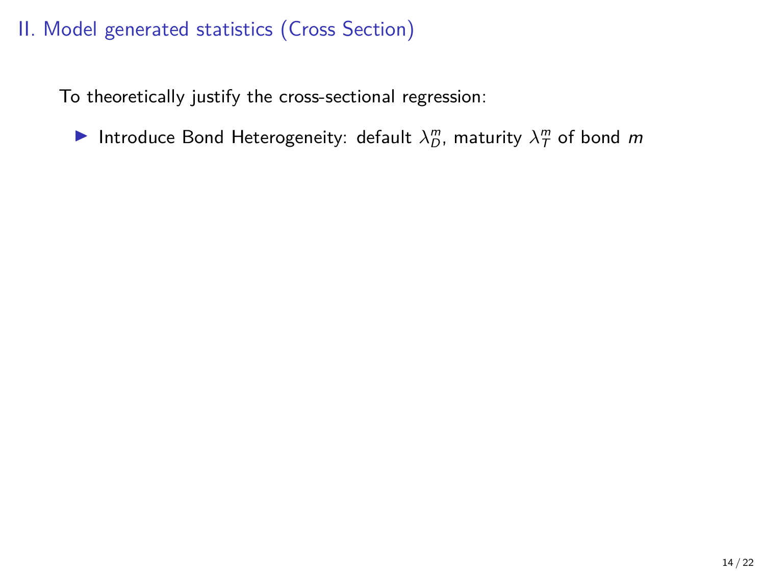# II. Model generated statistics (Cross Section)

To theoretically justify the cross-sectional regression:

- Introduce Bond Heterogeneity: default $\lambda_D^m$, maturity $\lambda_T^m$ of bond $m$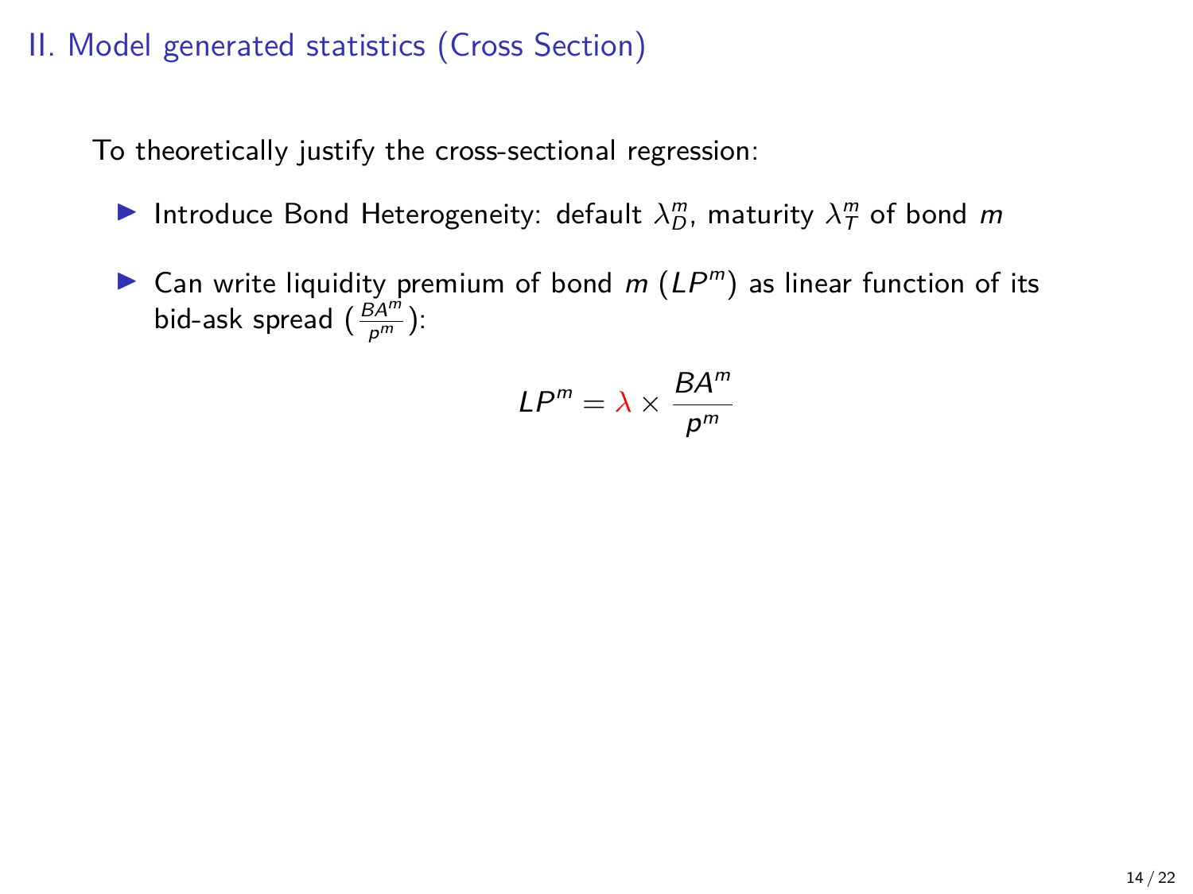## II. Model generated statistics (Cross Section)

To theoretically justify the cross-sectional regression:

- Introduce Bond Heterogeneity: default $\lambda_D^m$, maturity $\lambda_T^m$ of bond $m$
- Can write liquidity premium of bond $m$ ($LP^m$) as linear function of its bid-ask spread ($\frac{BA^m}{p^m}$):

$$LP^m = \lambda \times \frac{BA^m}{p^m}$$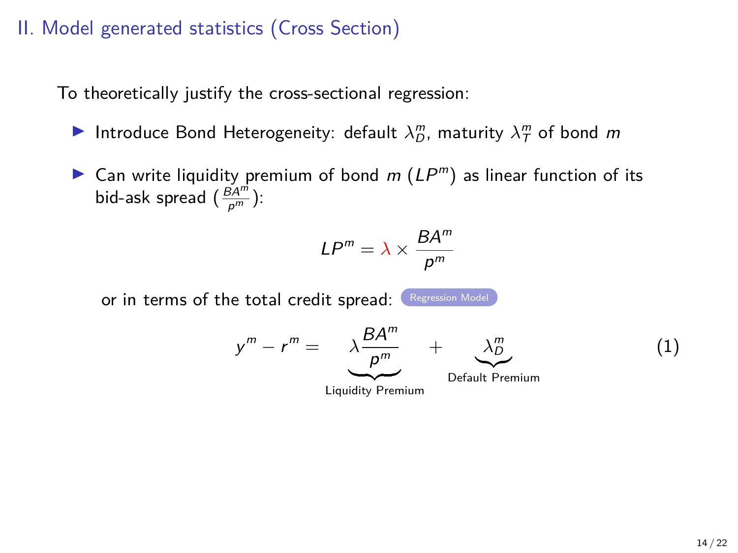## II. Model generated statistics (Cross Section)

To theoretically justify the cross-sectional regression:

- Introduce Bond Heterogeneity: default $\lambda_D^m$, maturity $\lambda_T^m$ of bond $m$
- Can write liquidity premium of bond $m$ ($LP^m$) as linear function of its bid-ask spread ($\frac{BA^m}{p^m}$):

$$LP^m = \lambda \times \frac{BA^m}{p^m}$$

or in terms of the total credit spread: Regression Model

$$y^m - r^m = \underbrace{\lambda \frac{BA^m}{p^m}}_{\text{Liquidity Premium}} + \underbrace{\lambda_D^m}_{\text{Default Premium}} \tag{1}$$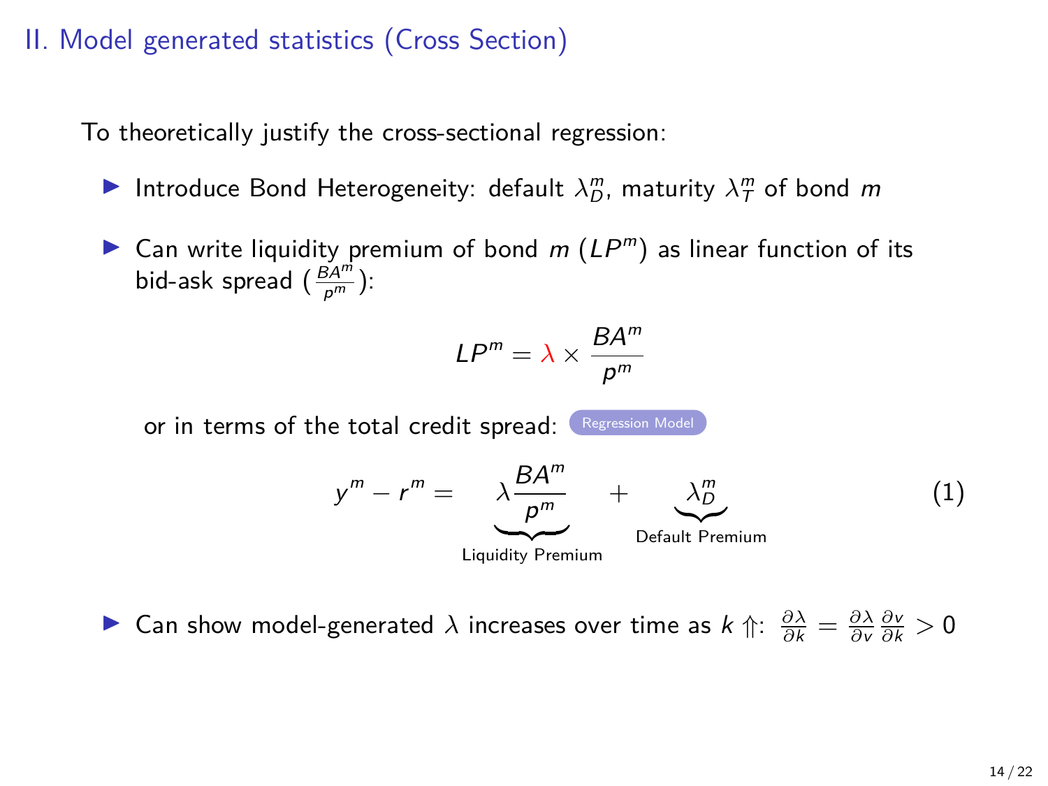## II. Model generated statistics (Cross Section)

To theoretically justify the cross-sectional regression:

- Introduce Bond Heterogeneity: default $\lambda_D^m$, maturity $\lambda_T^m$ of bond $m$

- Can write liquidity premium of bond $m$ ($LP^m$) as linear function of its bid-ask spread ($\frac{BA^m}{p^m}$):

$$LP^m = \lambda \times \frac{BA^m}{p^m}$$

  or in terms of the total credit spread: Regression Model

$$y^m - r^m = \underbrace{\lambda \frac{BA^m}{p^m}}_{\text{Liquidity Premium}} + \underbrace{\lambda_D^m}_{\text{Default Premium}} \tag{1}$$

- Can show model-generated $\lambda$ increases over time as $k \Uparrow$: $\frac{\partial \lambda}{\partial k} = \frac{\partial \lambda}{\partial v} \frac{\partial v}{\partial k} > 0$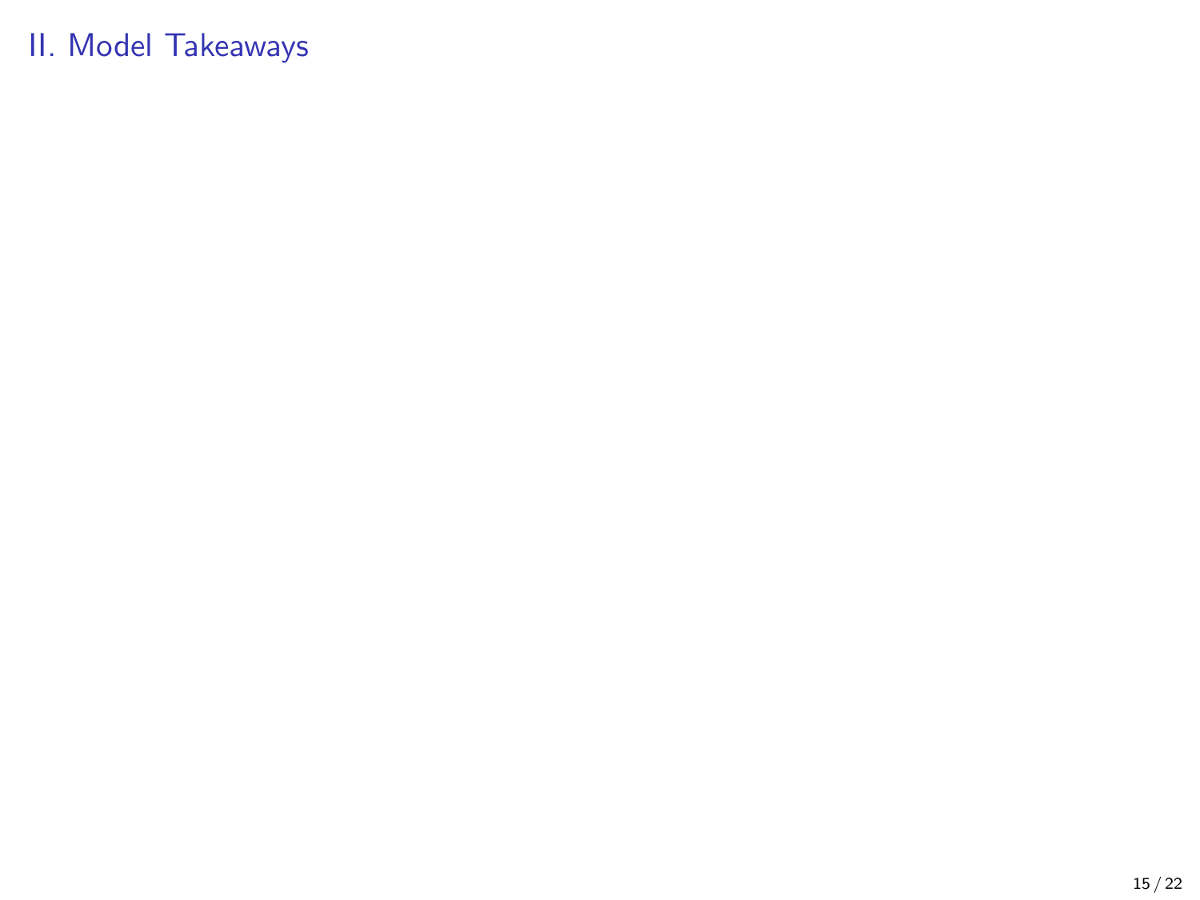# II. Model Takeaways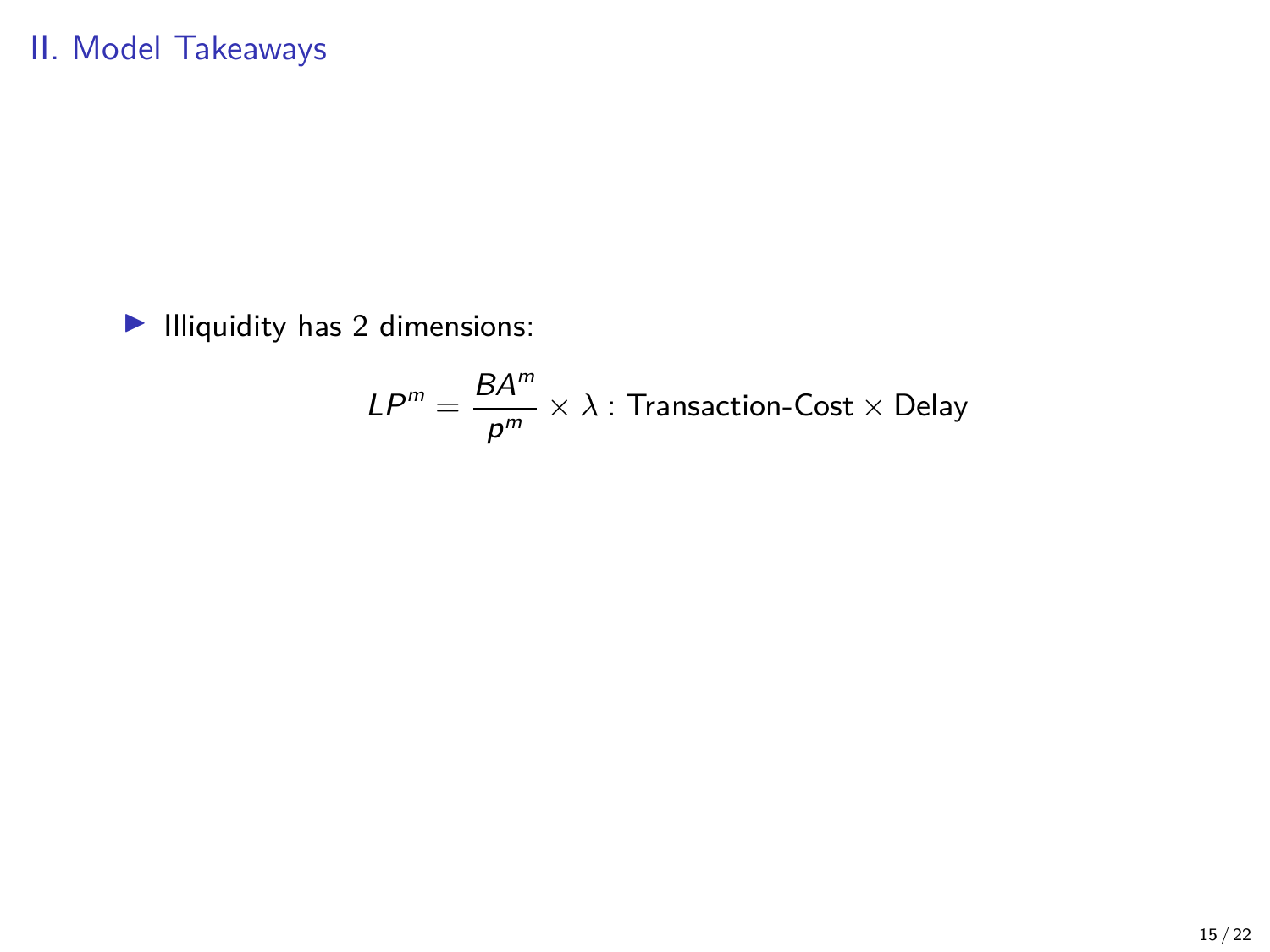## II. Model Takeaways

- Illiquidity has 2 dimensions:

$$LP^m = \frac{BA^m}{p^m} \times \lambda : \text{Transaction-Cost} \times \text{Delay}$$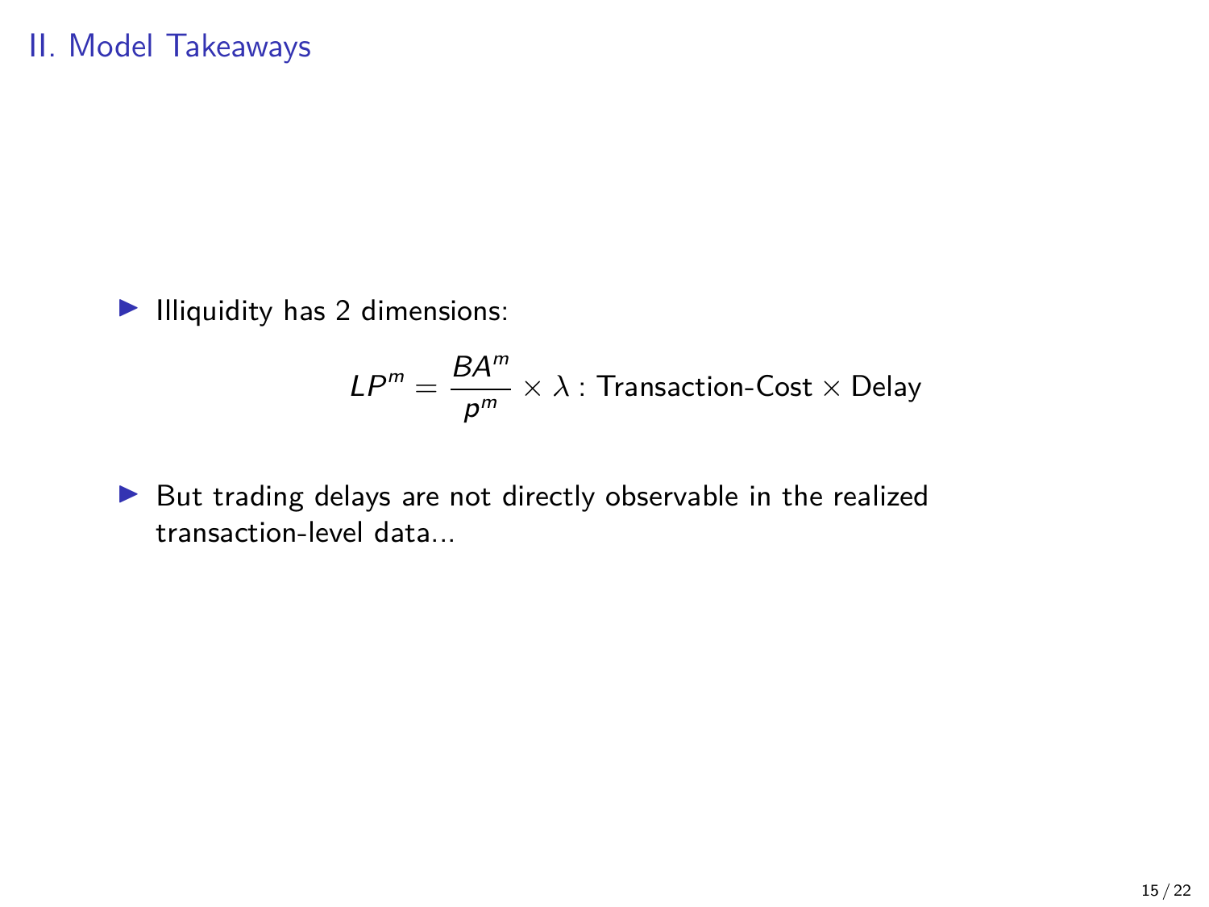## II. Model Takeaways

- Illiquidity has 2 dimensions:

$$LP^m = \frac{BA^m}{p^m} \times \lambda : \text{Transaction-Cost} \times \text{Delay}$$

- But trading delays are not directly observable in the realized transaction-level data...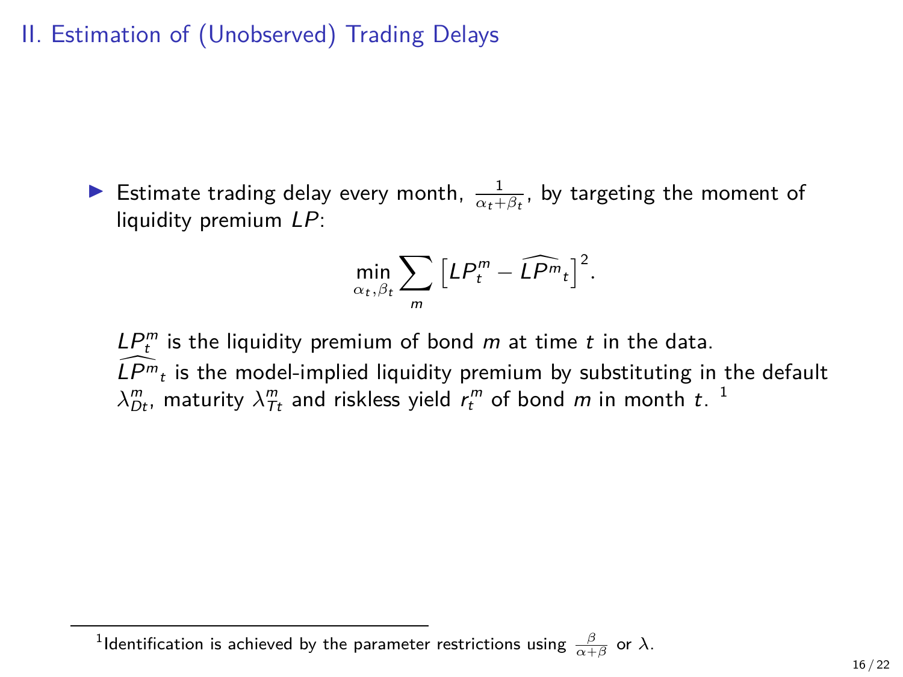## II. Estimation of (Unobserved) Trading Delays

- Estimate trading delay every month, $\frac{1}{\alpha_t+\beta_t}$, by targeting the moment of liquidity premium $LP$:

$$\min_{\alpha_t,\beta_t} \sum_m \left[ LP_t^m - \widehat{LP^m}_t \right]^2.$$

$LP_t^m$ is the liquidity premium of bond $m$ at time $t$ in the data.
$\widehat{LP^m}_t$ is the model-implied liquidity premium by substituting in the default $\lambda_{Dt}^m$, maturity $\lambda_{Tt}^m$ and riskless yield $r_t^m$ of bond $m$ in month $t$. [1]

[1] Identification is achieved by the parameter restrictions using $\frac{\beta}{\alpha+\beta}$ or $\lambda$.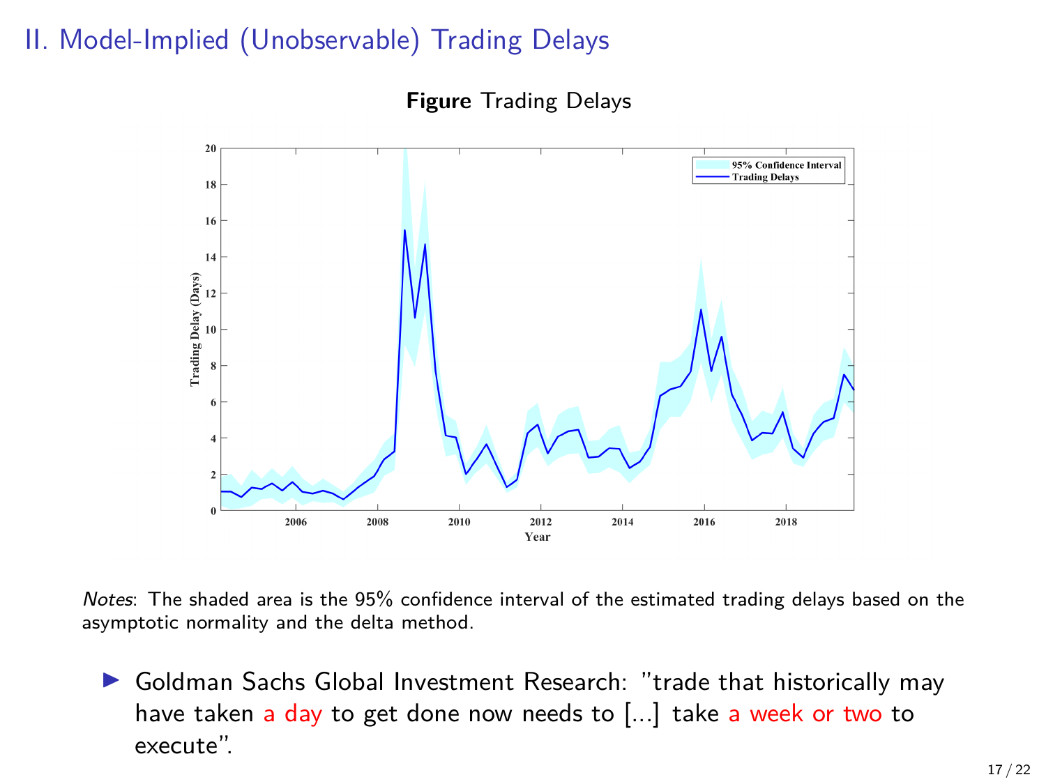# II. Model-Implied (Unobservable) Trading Delays

**Figure** Trading Delays

*Notes*: The shaded area is the 95% confidence interval of the estimated trading delays based on the asymptotic normality and the delta method.

- Goldman Sachs Global Investment Research: "trade that historically may have taken a day to get done now needs to [...] take a week or two to execute".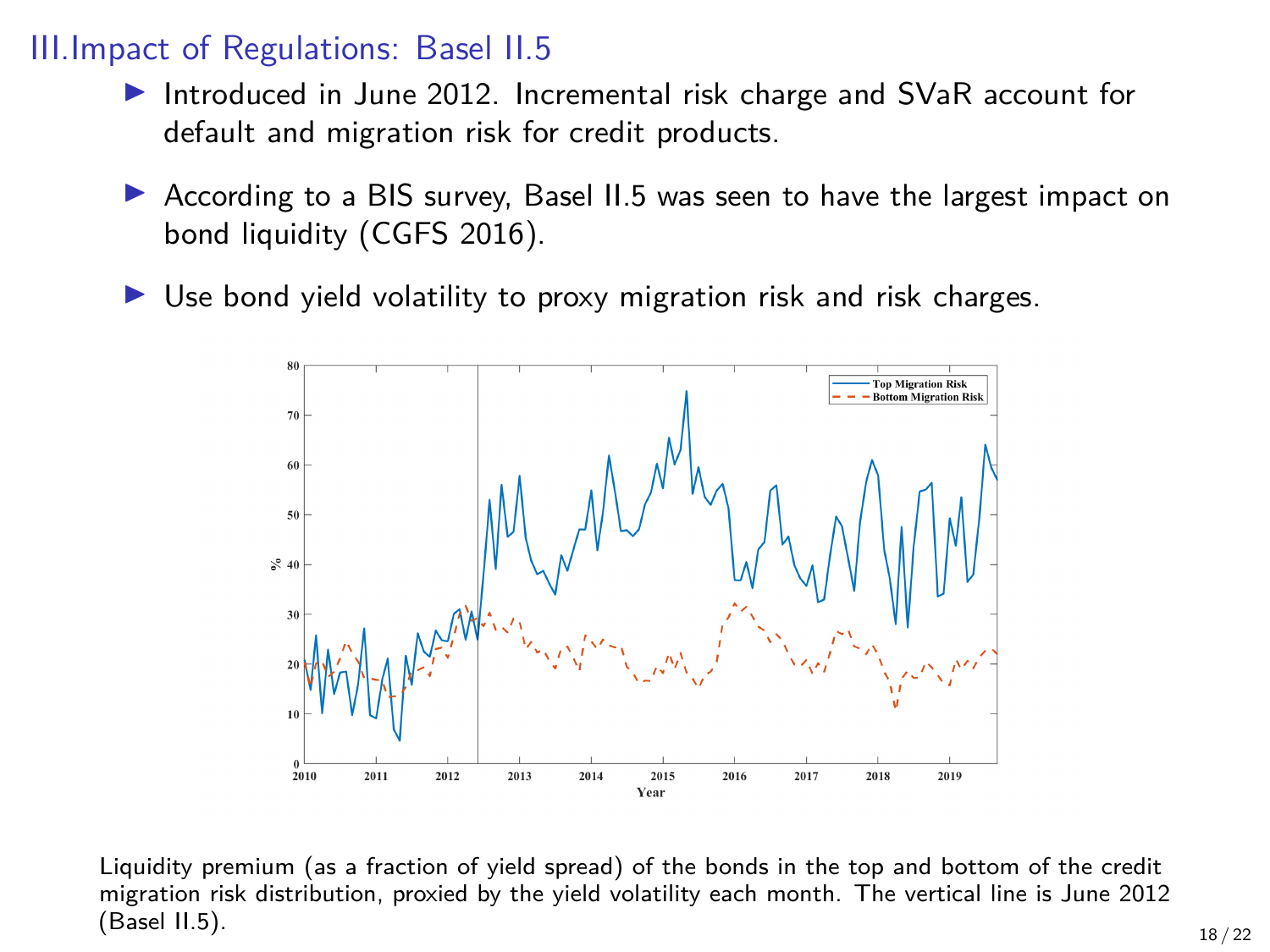# III.Impact of Regulations: Basel II.5

- Introduced in June 2012. Incremental risk charge and SVaR account for default and migration risk for credit products.
- According to a BIS survey, Basel II.5 was seen to have the largest impact on bond liquidity (CGFS 2016).
- Use bond yield volatility to proxy migration risk and risk charges.

Liquidity premium (as a fraction of yield spread) of the bonds in the top and bottom of the credit migration risk distribution, proxied by the yield volatility each month. The vertical line is June 2012 (Basel II.5).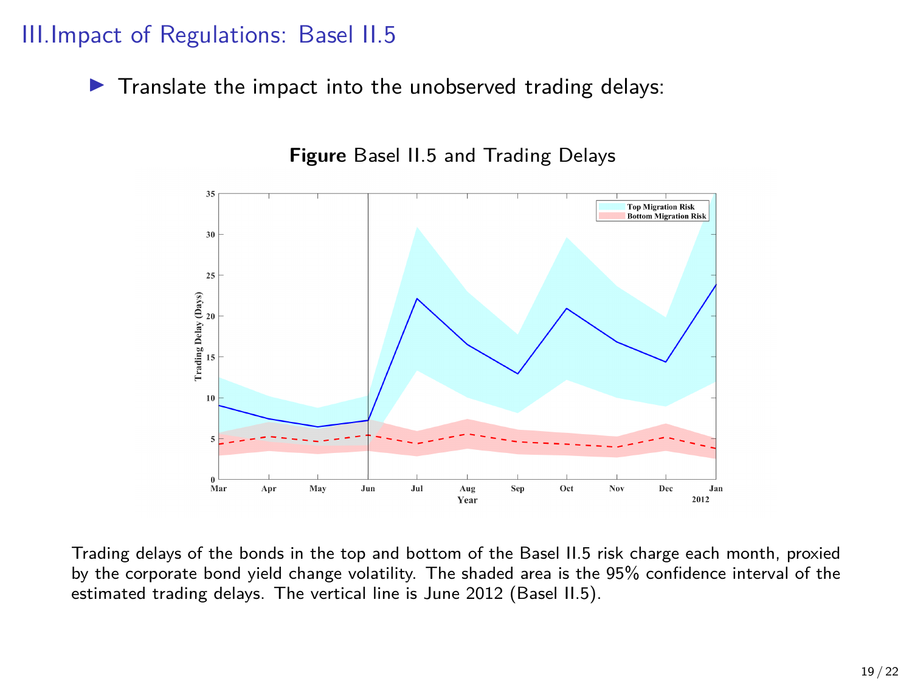## III.Impact of Regulations: Basel II.5

- Translate the impact into the unobserved trading delays:

**Figure** Basel II.5 and Trading Delays

Trading delays of the bonds in the top and bottom of the Basel II.5 risk charge each month, proxied by the corporate bond yield change volatility. The shaded area is the 95% confidence interval of the estimated trading delays. The vertical line is June 2012 (Basel II.5).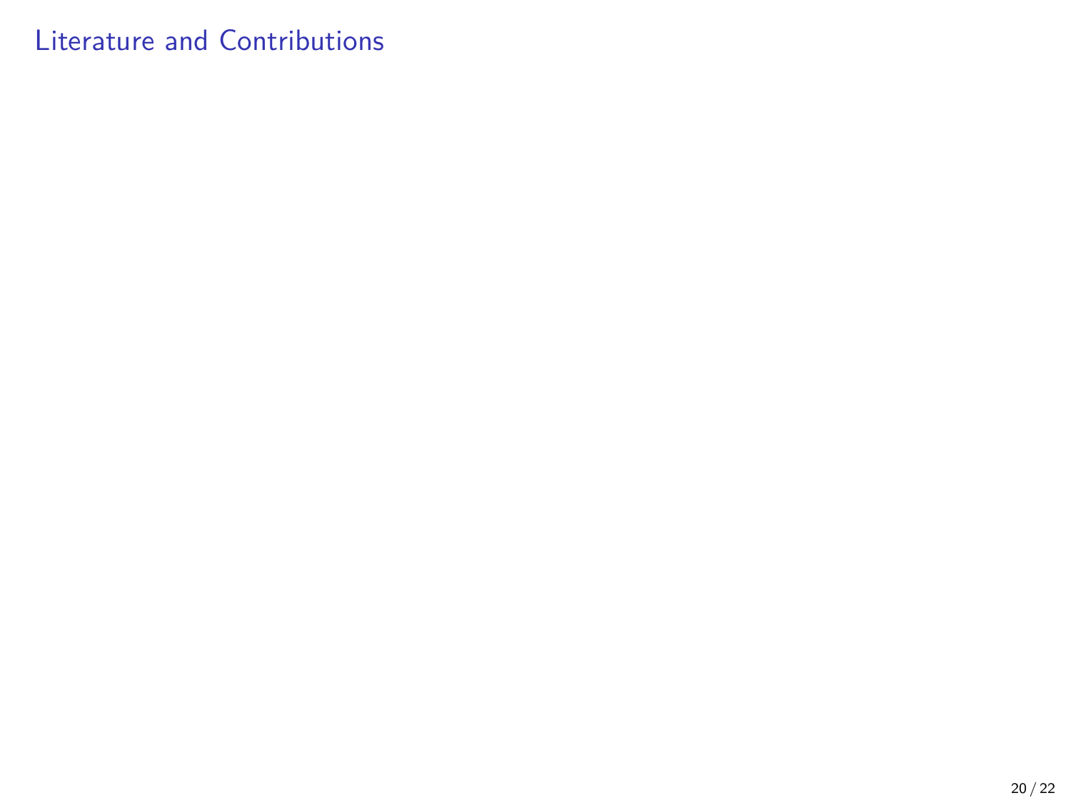## Literature and Contributions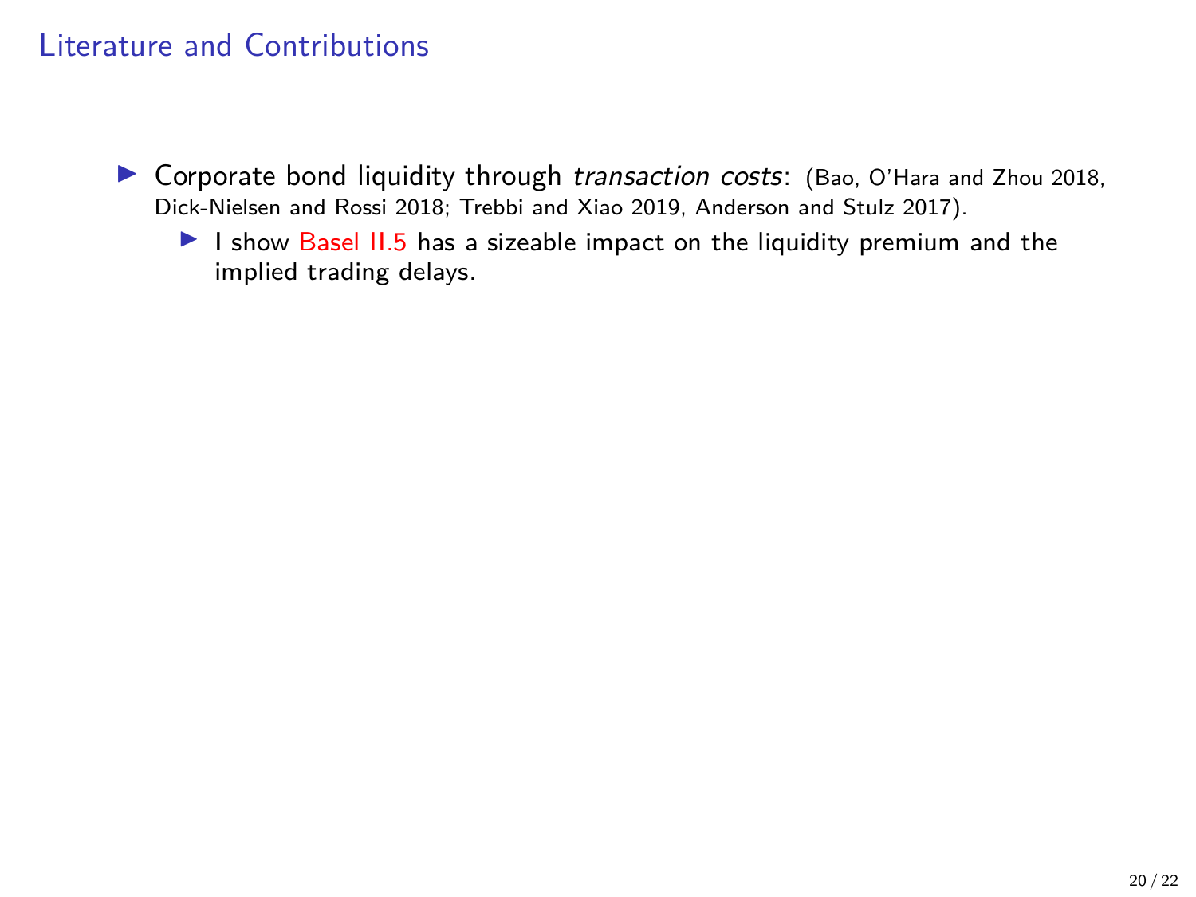# Literature and Contributions

- Corporate bond liquidity through *transaction costs*: (Bao, O'Hara and Zhou 2018, Dick-Nielsen and Rossi 2018; Trebbi and Xiao 2019, Anderson and Stulz 2017).
  - I show Basel II.5 has a sizeable impact on the liquidity premium and the implied trading delays.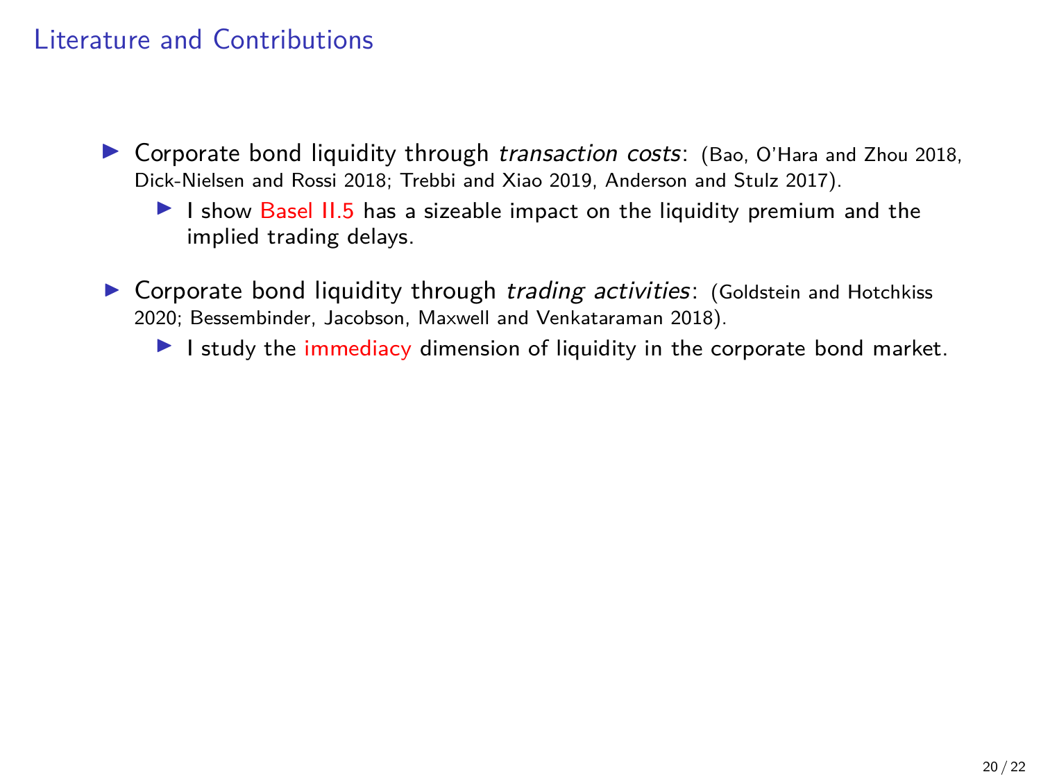## Literature and Contributions

- Corporate bond liquidity through *transaction costs*: (Bao, O'Hara and Zhou 2018, Dick-Nielsen and Rossi 2018; Trebbi and Xiao 2019, Anderson and Stulz 2017).
  - I show Basel II.5 has a sizeable impact on the liquidity premium and the implied trading delays.
- Corporate bond liquidity through *trading activities*: (Goldstein and Hotchkiss 2020; Bessembinder, Jacobson, Maxwell and Venkataraman 2018).
  - I study the immediacy dimension of liquidity in the corporate bond market.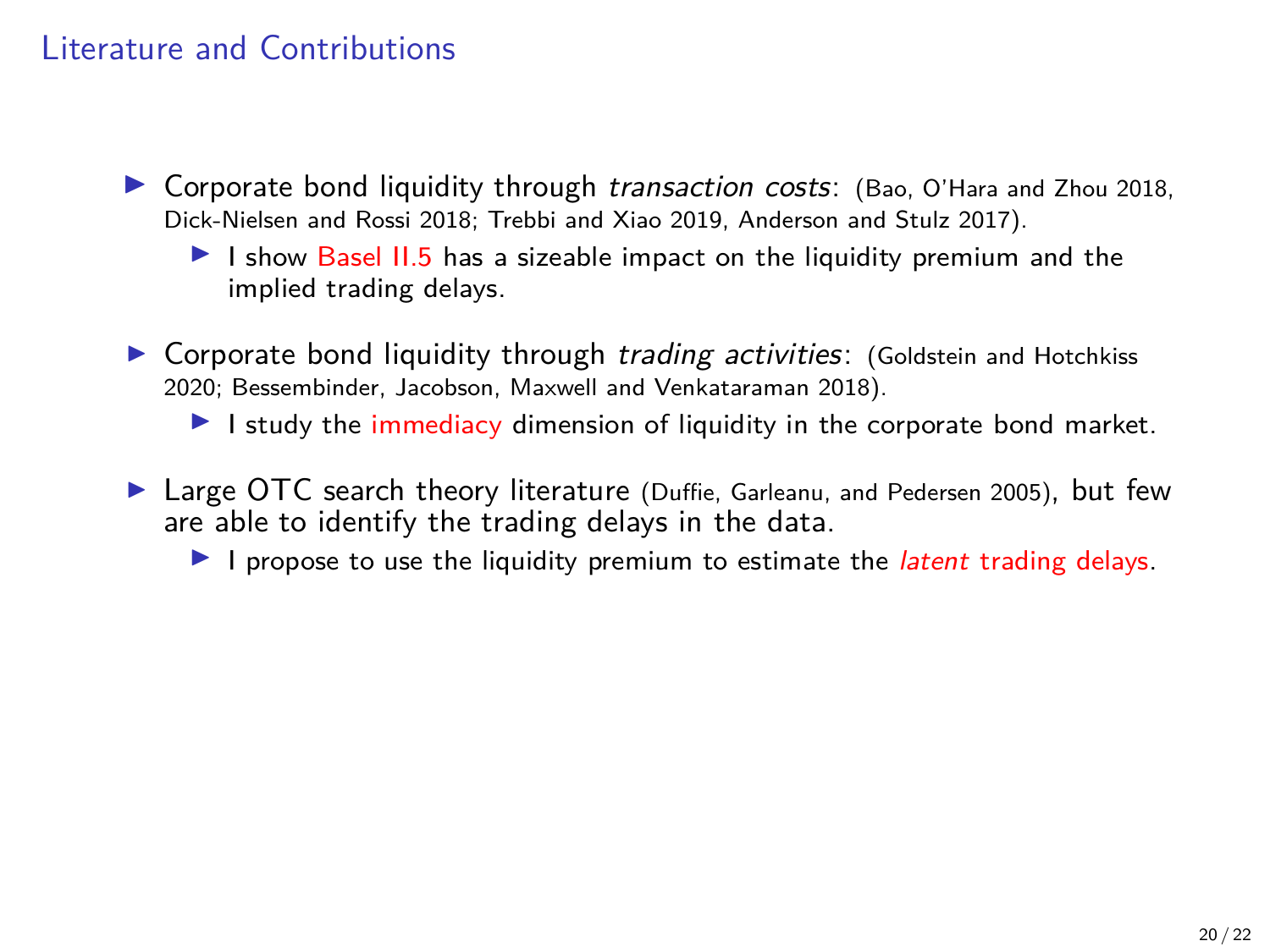## Literature and Contributions

- Corporate bond liquidity through *transaction costs*: (Bao, O'Hara and Zhou 2018, Dick-Nielsen and Rossi 2018; Trebbi and Xiao 2019, Anderson and Stulz 2017).
  - I show Basel II.5 has a sizeable impact on the liquidity premium and the implied trading delays.
- Corporate bond liquidity through *trading activities*: (Goldstein and Hotchkiss 2020; Bessembinder, Jacobson, Maxwell and Venkataraman 2018).
  - I study the immediacy dimension of liquidity in the corporate bond market.
- Large OTC search theory literature (Duffie, Garleanu, and Pedersen 2005), but few are able to identify the trading delays in the data.
  - I propose to use the liquidity premium to estimate the *latent* trading delays.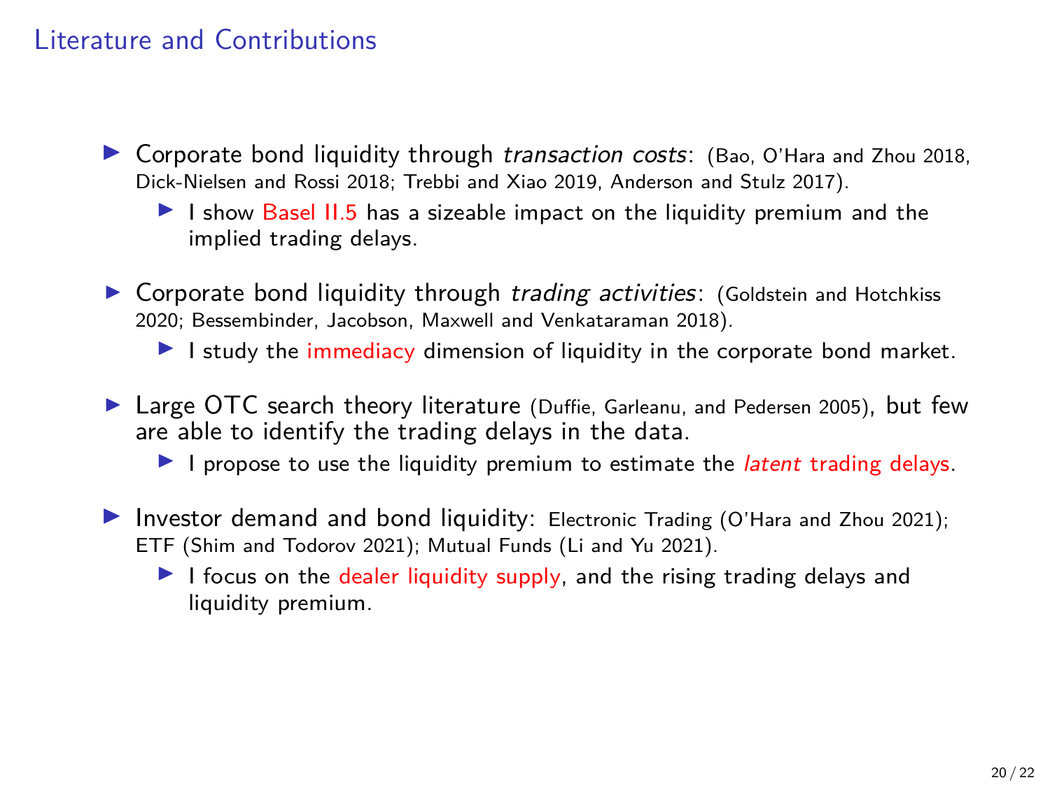## Literature and Contributions

- Corporate bond liquidity through *transaction costs*: (Bao, O'Hara and Zhou 2018, Dick-Nielsen and Rossi 2018; Trebbi and Xiao 2019, Anderson and Stulz 2017).
  - I show Basel II.5 has a sizeable impact on the liquidity premium and the implied trading delays.
- Corporate bond liquidity through *trading activities*: (Goldstein and Hotchkiss 2020; Bessembinder, Jacobson, Maxwell and Venkataraman 2018).
  - I study the immediacy dimension of liquidity in the corporate bond market.
- Large OTC search theory literature (Duffie, Garleanu, and Pedersen 2005), but few are able to identify the trading delays in the data.
  - I propose to use the liquidity premium to estimate the *latent* trading delays.
- Investor demand and bond liquidity: Electronic Trading (O'Hara and Zhou 2021); ETF (Shim and Todorov 2021); Mutual Funds (Li and Yu 2021).
  - I focus on the dealer liquidity supply, and the rising trading delays and liquidity premium.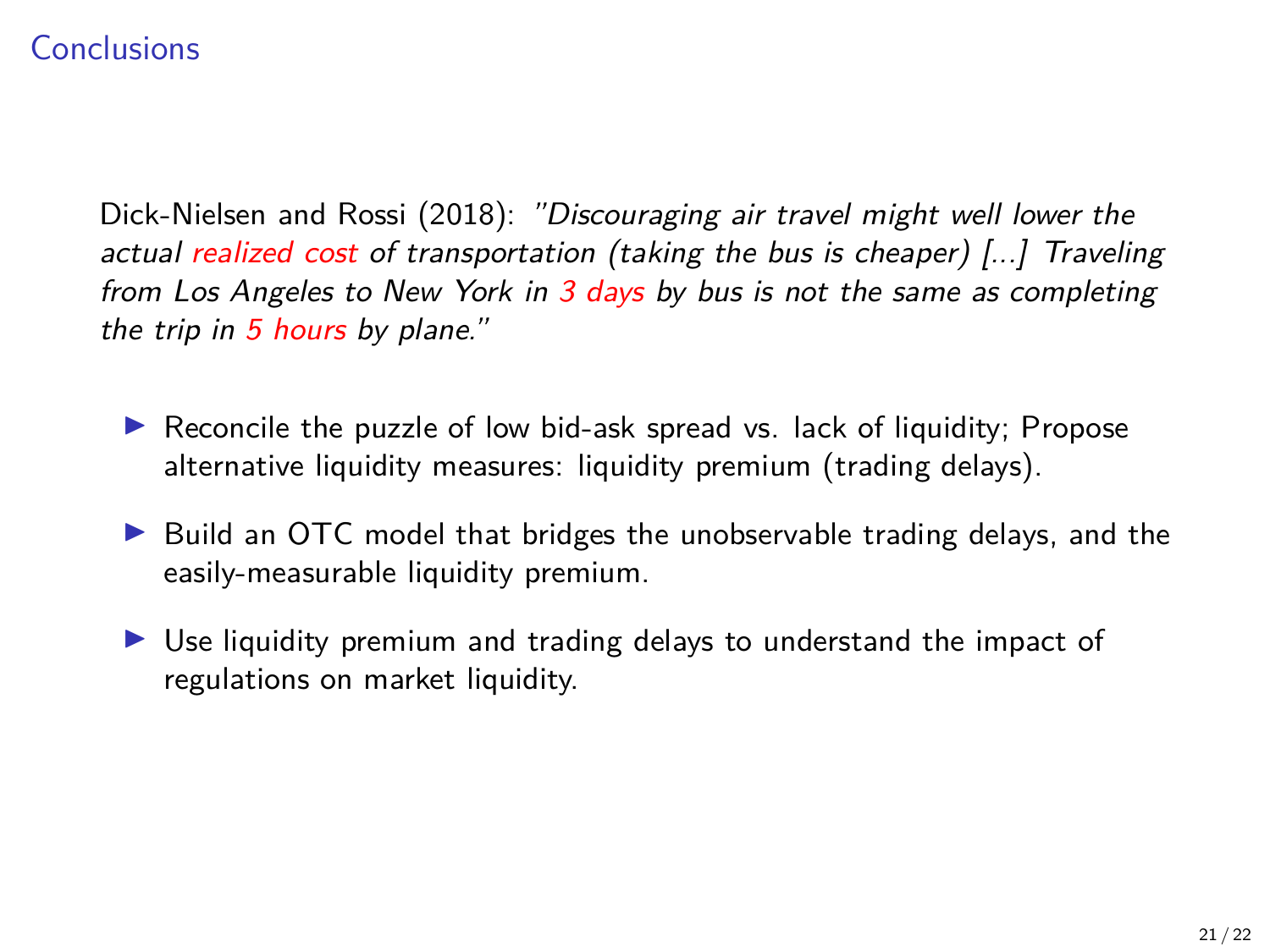# Conclusions

Dick-Nielsen and Rossi (2018): *"Discouraging air travel might well lower the actual realized cost of transportation (taking the bus is cheaper) [...] Traveling from Los Angeles to New York in 3 days by bus is not the same as completing the trip in 5 hours by plane."*

- Reconcile the puzzle of low bid-ask spread vs. lack of liquidity; Propose alternative liquidity measures: liquidity premium (trading delays).
- Build an OTC model that bridges the unobservable trading delays, and the easily-measurable liquidity premium.
- Use liquidity premium and trading delays to understand the impact of regulations on market liquidity.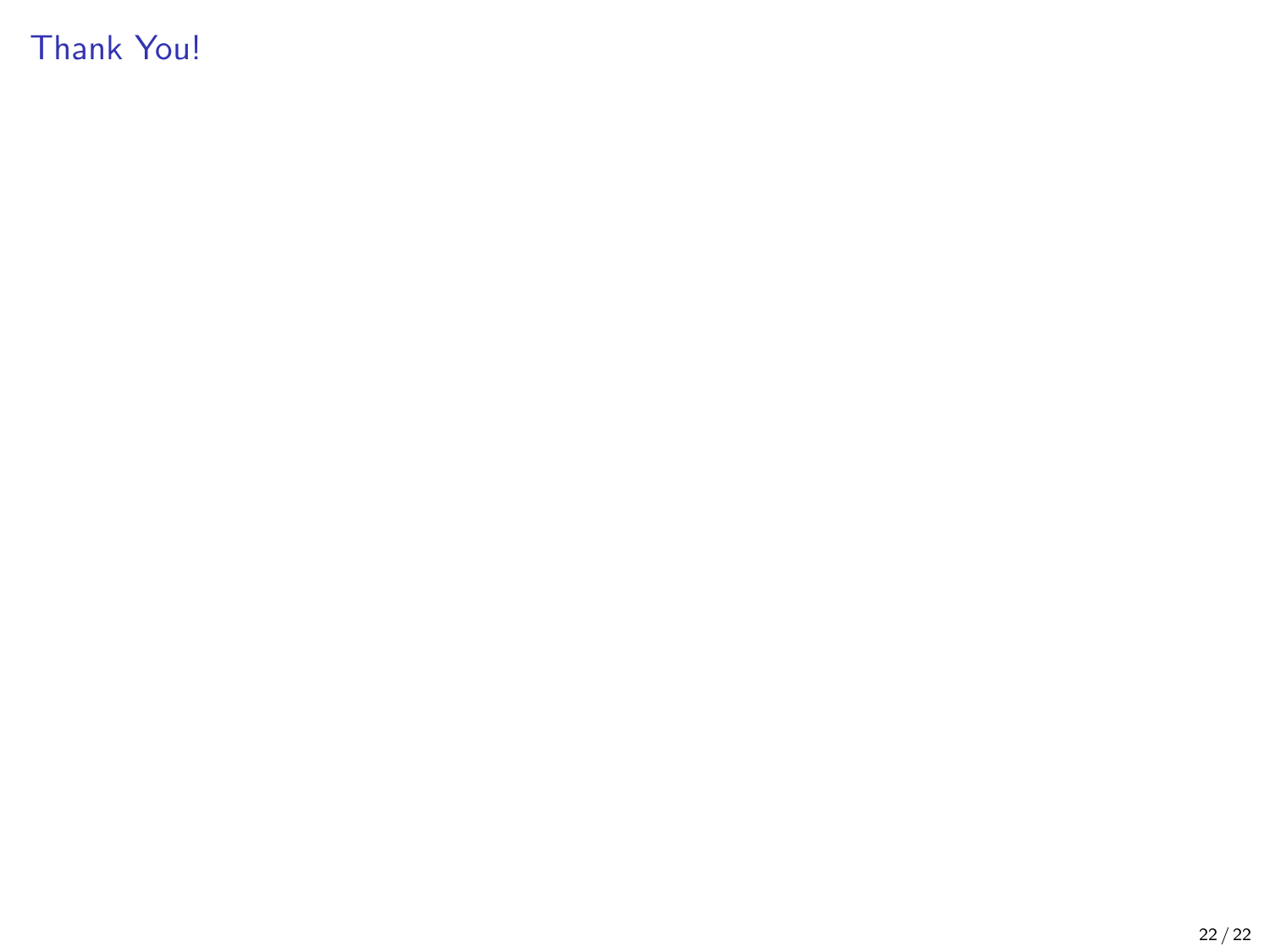# Thank You!